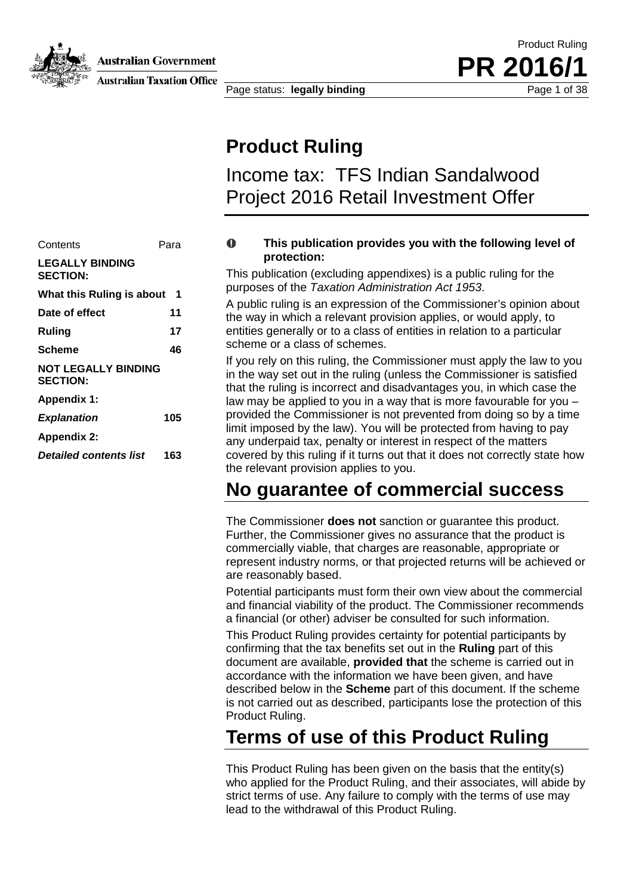# Product Ruling

## Income tax: TFS Indian Sandalwood Project 2016 Retail Investment Offer

| Contents | Para |
| --- | --- |
| **LEGALLY BINDING SECTION:** | |
| **What this Ruling is about** | **1** |
| **Date of effect** | **11** |
| **Ruling** | **17** |
| **Scheme** | **46** |
| **NOT LEGALLY BINDING SECTION:** | |
| **Appendix 1:** | |
| ***Explanation*** | **105** |
| **Appendix 2:** | |
| ***Detailed contents list*** | **163** |

**This publication provides you with the following level of protection:**

This publication (excluding appendixes) is a public ruling for the purposes of the *Taxation Administration Act 1953*.

A public ruling is an expression of the Commissioner's opinion about the way in which a relevant provision applies, or would apply, to entities generally or to a class of entities in relation to a particular scheme or a class of schemes.

If you rely on this ruling, the Commissioner must apply the law to you in the way set out in the ruling (unless the Commissioner is satisfied that the ruling is incorrect and disadvantages you, in which case the law may be applied to you in a way that is more favourable for you – provided the Commissioner is not prevented from doing so by a time limit imposed by the law). You will be protected from having to pay any underpaid tax, penalty or interest in respect of the matters covered by this ruling if it turns out that it does not correctly state how the relevant provision applies to you.

# No guarantee of commercial success

The Commissioner **does not** sanction or guarantee this product. Further, the Commissioner gives no assurance that the product is commercially viable, that charges are reasonable, appropriate or represent industry norms, or that projected returns will be achieved or are reasonably based.

Potential participants must form their own view about the commercial and financial viability of the product. The Commissioner recommends a financial (or other) adviser be consulted for such information.

This Product Ruling provides certainty for potential participants by confirming that the tax benefits set out in the **Ruling** part of this document are available, **provided that** the scheme is carried out in accordance with the information we have been given, and have described below in the **Scheme** part of this document. If the scheme is not carried out as described, participants lose the protection of this Product Ruling.

# Terms of use of this Product Ruling

This Product Ruling has been given on the basis that the entity(s) who applied for the Product Ruling, and their associates, will abide by strict terms of use. Any failure to comply with the terms of use may lead to the withdrawal of this Product Ruling.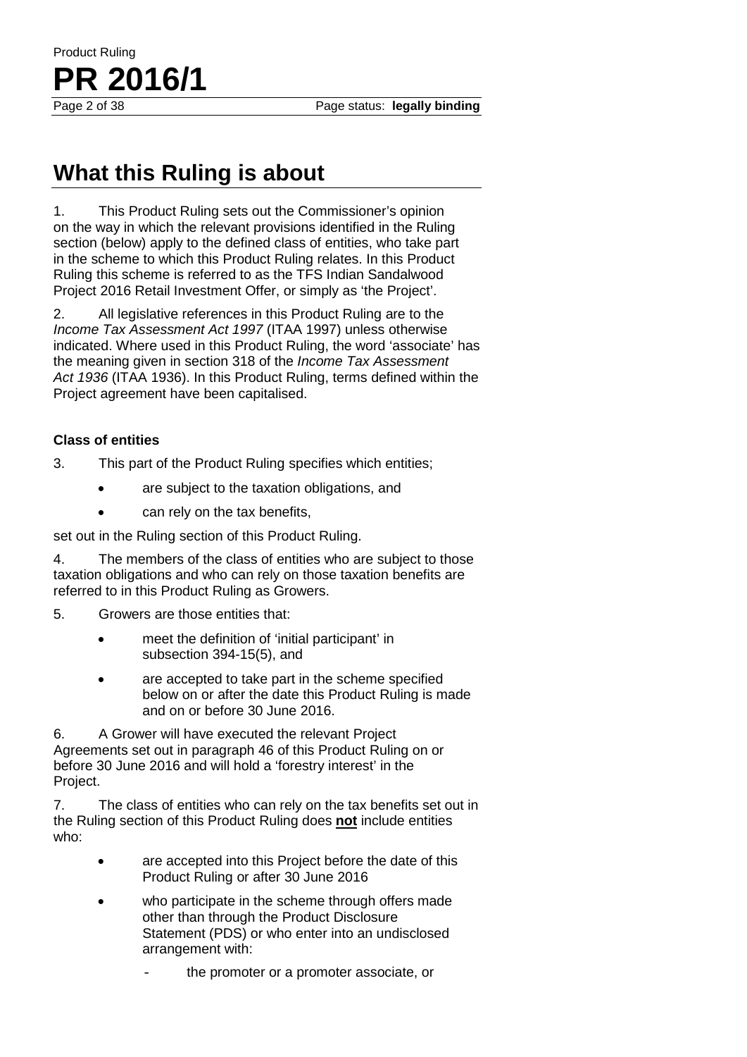# What this Ruling is about

1. This Product Ruling sets out the Commissioner's opinion on the way in which the relevant provisions identified in the Ruling section (below) apply to the defined class of entities, who take part in the scheme to which this Product Ruling relates. In this Product Ruling this scheme is referred to as the TFS Indian Sandalwood Project 2016 Retail Investment Offer, or simply as 'the Project'.

2. All legislative references in this Product Ruling are to the *Income Tax Assessment Act 1997* (ITAA 1997) unless otherwise indicated. Where used in this Product Ruling, the word 'associate' has the meaning given in section 318 of the *Income Tax Assessment Act 1936* (ITAA 1936). In this Product Ruling, terms defined within the Project agreement have been capitalised.

### Class of entities

3. This part of the Product Ruling specifies which entities;

- are subject to the taxation obligations, and
- can rely on the tax benefits,

set out in the Ruling section of this Product Ruling.

4. The members of the class of entities who are subject to those taxation obligations and who can rely on those taxation benefits are referred to in this Product Ruling as Growers.

5. Growers are those entities that:

- meet the definition of 'initial participant' in subsection 394-15(5), and
- are accepted to take part in the scheme specified below on or after the date this Product Ruling is made and on or before 30 June 2016.

6. A Grower will have executed the relevant Project Agreements set out in paragraph 46 of this Product Ruling on or before 30 June 2016 and will hold a 'forestry interest' in the Project.

7. The class of entities who can rely on the tax benefits set out in the Ruling section of this Product Ruling does **not** include entities who:

- are accepted into this Project before the date of this Product Ruling or after 30 June 2016
- who participate in the scheme through offers made other than through the Product Disclosure Statement (PDS) or who enter into an undisclosed arrangement with:
  - the promoter or a promoter associate, or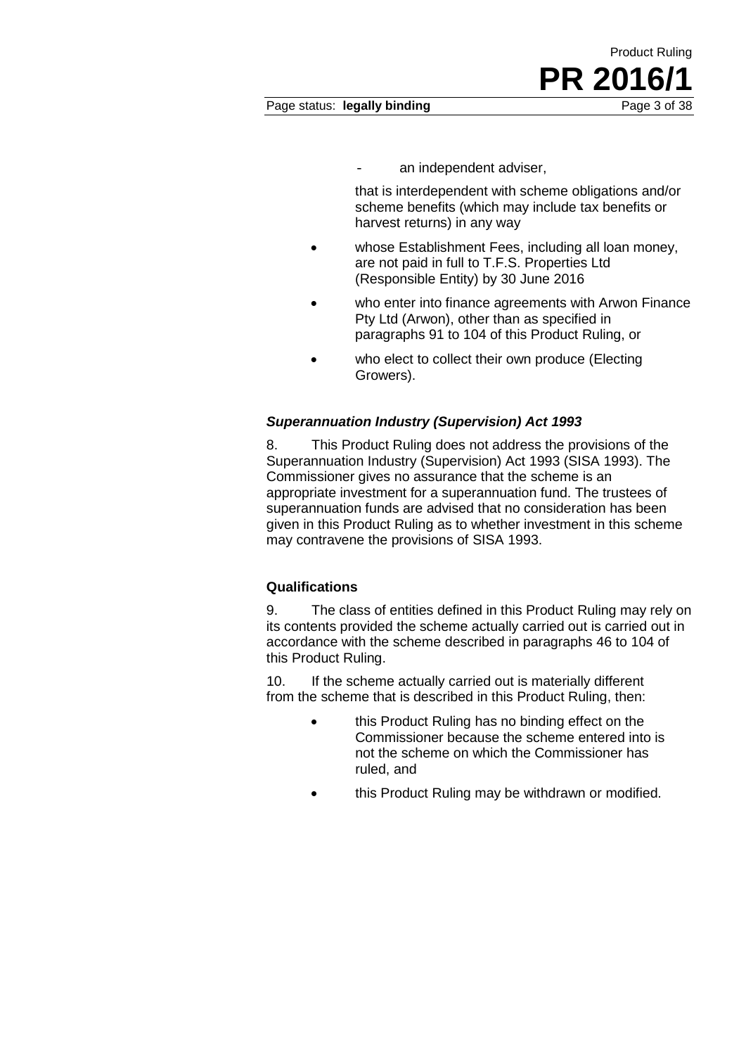- an independent adviser,

  that is interdependent with scheme obligations and/or scheme benefits (which may include tax benefits or harvest returns) in any way

- whose Establishment Fees, including all loan money, are not paid in full to T.F.S. Properties Ltd (Responsible Entity) by 30 June 2016
- who enter into finance agreements with Arwon Finance Pty Ltd (Arwon), other than as specified in paragraphs 91 to 104 of this Product Ruling, or
- who elect to collect their own produce (Electing Growers).

### *Superannuation Industry (Supervision) Act 1993*

8. This Product Ruling does not address the provisions of the Superannuation Industry (Supervision) Act 1993 (SISA 1993). The Commissioner gives no assurance that the scheme is an appropriate investment for a superannuation fund. The trustees of superannuation funds are advised that no consideration has been given in this Product Ruling as to whether investment in this scheme may contravene the provisions of SISA 1993.

### Qualifications

9. The class of entities defined in this Product Ruling may rely on its contents provided the scheme actually carried out is carried out in accordance with the scheme described in paragraphs 46 to 104 of this Product Ruling.

10. If the scheme actually carried out is materially different from the scheme that is described in this Product Ruling, then:

- this Product Ruling has no binding effect on the Commissioner because the scheme entered into is not the scheme on which the Commissioner has ruled, and
- this Product Ruling may be withdrawn or modified.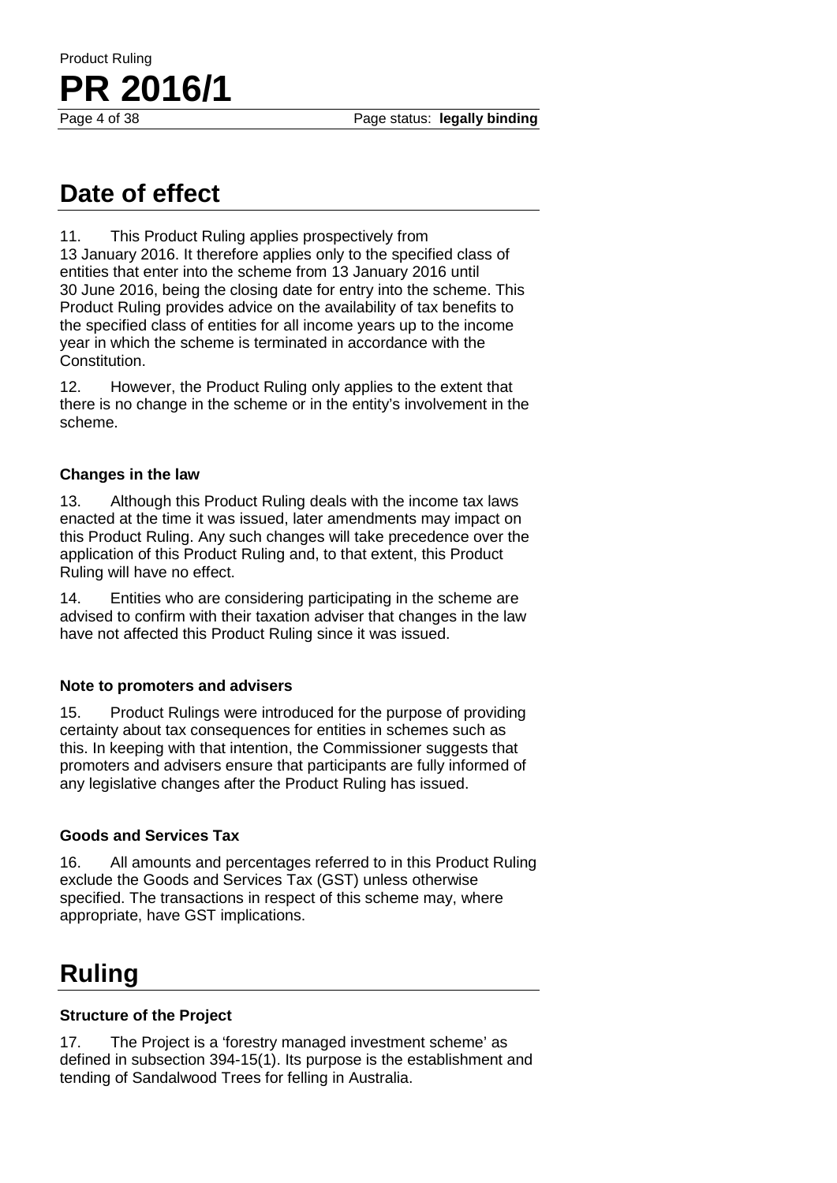## Date of effect

11. This Product Ruling applies prospectively from 13 January 2016. It therefore applies only to the specified class of entities that enter into the scheme from 13 January 2016 until 30 June 2016, being the closing date for entry into the scheme. This Product Ruling provides advice on the availability of tax benefits to the specified class of entities for all income years up to the income year in which the scheme is terminated in accordance with the Constitution.

12. However, the Product Ruling only applies to the extent that there is no change in the scheme or in the entity's involvement in the scheme.

### Changes in the law

13. Although this Product Ruling deals with the income tax laws enacted at the time it was issued, later amendments may impact on this Product Ruling. Any such changes will take precedence over the application of this Product Ruling and, to that extent, this Product Ruling will have no effect.

14. Entities who are considering participating in the scheme are advised to confirm with their taxation adviser that changes in the law have not affected this Product Ruling since it was issued.

### Note to promoters and advisers

15. Product Rulings were introduced for the purpose of providing certainty about tax consequences for entities in schemes such as this. In keeping with that intention, the Commissioner suggests that promoters and advisers ensure that participants are fully informed of any legislative changes after the Product Ruling has issued.

### Goods and Services Tax

16. All amounts and percentages referred to in this Product Ruling exclude the Goods and Services Tax (GST) unless otherwise specified. The transactions in respect of this scheme may, where appropriate, have GST implications.

## Ruling

### Structure of the Project

17. The Project is a 'forestry managed investment scheme' as defined in subsection 394-15(1). Its purpose is the establishment and tending of Sandalwood Trees for felling in Australia.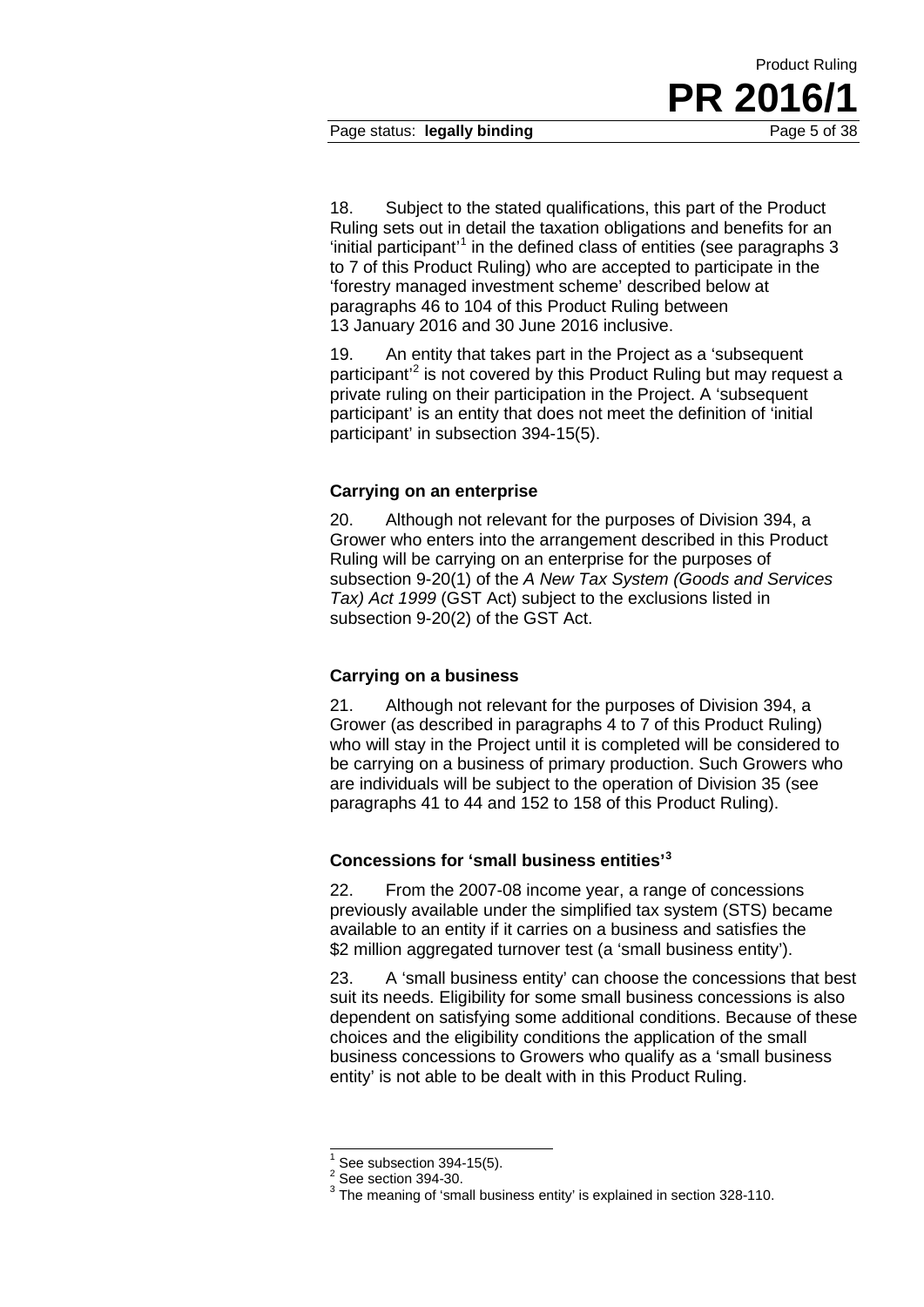18. Subject to the stated qualifications, this part of the Product Ruling sets out in detail the taxation obligations and benefits for an 'initial participant'[1] in the defined class of entities (see paragraphs 3 to 7 of this Product Ruling) who are accepted to participate in the 'forestry managed investment scheme' described below at paragraphs 46 to 104 of this Product Ruling between 13 January 2016 and 30 June 2016 inclusive.

19. An entity that takes part in the Project as a 'subsequent participant'[2] is not covered by this Product Ruling but may request a private ruling on their participation in the Project. A 'subsequent participant' is an entity that does not meet the definition of 'initial participant' in subsection 394-15(5).

### Carrying on an enterprise

20. Although not relevant for the purposes of Division 394, a Grower who enters into the arrangement described in this Product Ruling will be carrying on an enterprise for the purposes of subsection 9-20(1) of the *A New Tax System (Goods and Services Tax) Act 1999* (GST Act) subject to the exclusions listed in subsection 9-20(2) of the GST Act.

### Carrying on a business

21. Although not relevant for the purposes of Division 394, a Grower (as described in paragraphs 4 to 7 of this Product Ruling) who will stay in the Project until it is completed will be considered to be carrying on a business of primary production. Such Growers who are individuals will be subject to the operation of Division 35 (see paragraphs 41 to 44 and 152 to 158 of this Product Ruling).

### Concessions for 'small business entities'[3]

22. From the 2007-08 income year, a range of concessions previously available under the simplified tax system (STS) became available to an entity if it carries on a business and satisfies the \$2 million aggregated turnover test (a 'small business entity').

23. A 'small business entity' can choose the concessions that best suit its needs. Eligibility for some small business concessions is also dependent on satisfying some additional conditions. Because of these choices and the eligibility conditions the application of the small business concessions to Growers who qualify as a 'small business entity' is not able to be dealt with in this Product Ruling.

---

[1] See subsection 394-15(5).
[2] See section 394-30.
[3] The meaning of 'small business entity' is explained in section 328-110.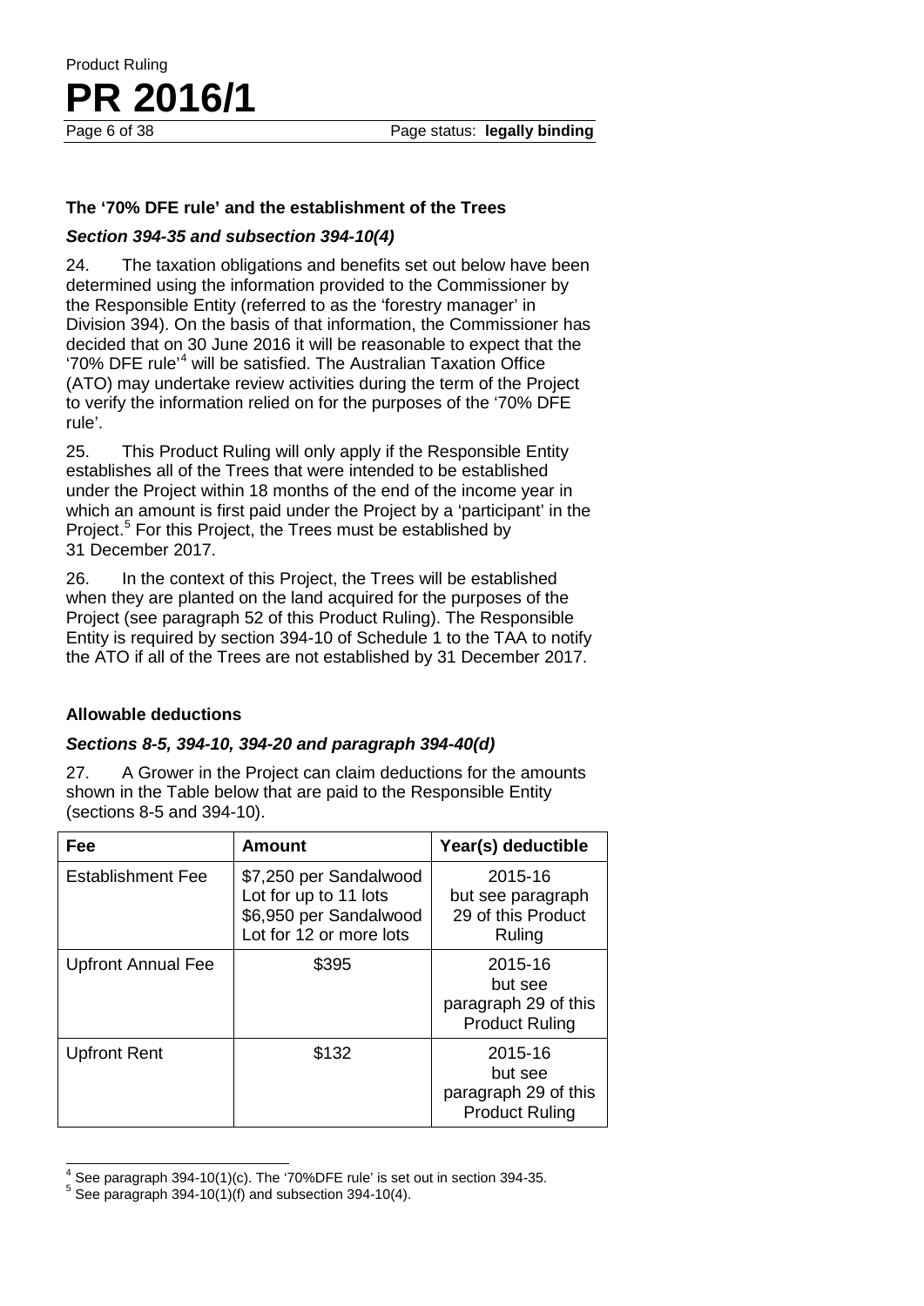### The '70% DFE rule' and the establishment of the Trees

***Section 394-35 and subsection 394-10(4)***

24. The taxation obligations and benefits set out below have been determined using the information provided to the Commissioner by the Responsible Entity (referred to as the 'forestry manager' in Division 394). On the basis of that information, the Commissioner has decided that on 30 June 2016 it will be reasonable to expect that the '70% DFE rule'[4] will be satisfied. The Australian Taxation Office (ATO) may undertake review activities during the term of the Project to verify the information relied on for the purposes of the '70% DFE rule'.

25. This Product Ruling will only apply if the Responsible Entity establishes all of the Trees that were intended to be established under the Project within 18 months of the end of the income year in which an amount is first paid under the Project by a 'participant' in the Project.[5] For this Project, the Trees must be established by 31 December 2017.

26. In the context of this Project, the Trees will be established when they are planted on the land acquired for the purposes of the Project (see paragraph 52 of this Product Ruling). The Responsible Entity is required by section 394-10 of Schedule 1 to the TAA to notify the ATO if all of the Trees are not established by 31 December 2017.

### Allowable deductions

***Sections 8-5, 394-10, 394-20 and paragraph 394-40(d)***

27. A Grower in the Project can claim deductions for the amounts shown in the Table below that are paid to the Responsible Entity (sections 8-5 and 394-10).

| Fee | Amount | Year(s) deductible |
|---|---|---|
| Establishment Fee | \$7,250 per Sandalwood Lot for up to 11 lots<br>\$6,950 per Sandalwood Lot for 12 or more lots | 2015-16 but see paragraph 29 of this Product Ruling |
| Upfront Annual Fee | \$395 | 2015-16 but see paragraph 29 of this Product Ruling |
| Upfront Rent | \$132 | 2015-16 but see paragraph 29 of this Product Ruling |

[4] See paragraph 394-10(1)(c). The '70%DFE rule' is set out in section 394-35.

[5] See paragraph 394-10(1)(f) and subsection 394-10(4).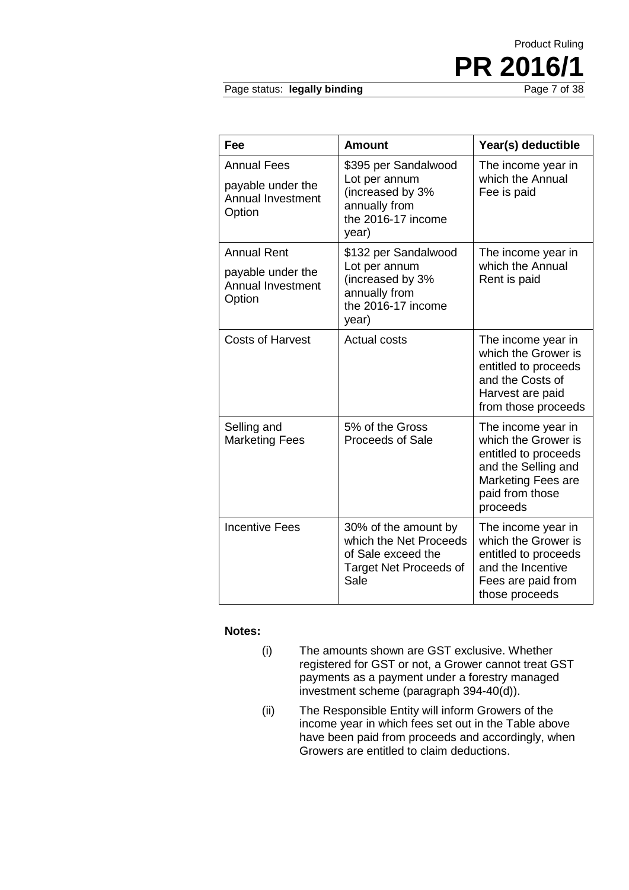| Fee | Amount | Year(s) deductible |
| --- | --- | --- |
| Annual Fees payable under the Annual Investment Option | $395 per Sandalwood Lot per annum (increased by 3% annually from the 2016-17 income year) | The income year in which the Annual Fee is paid |
| Annual Rent payable under the Annual Investment Option | $132 per Sandalwood Lot per annum (increased by 3% annually from the 2016-17 income year) | The income year in which the Annual Rent is paid |
| Costs of Harvest | Actual costs | The income year in which the Grower is entitled to proceeds and the Costs of Harvest are paid from those proceeds |
| Selling and Marketing Fees | 5% of the Gross Proceeds of Sale | The income year in which the Grower is entitled to proceeds and the Selling and Marketing Fees are paid from those proceeds |
| Incentive Fees | 30% of the amount by which the Net Proceeds of Sale exceed the Target Net Proceeds of Sale | The income year in which the Grower is entitled to proceeds and the Incentive Fees are paid from those proceeds |

**Notes:**

(i) The amounts shown are GST exclusive. Whether registered for GST or not, a Grower cannot treat GST payments as a payment under a forestry managed investment scheme (paragraph 394-40(d)).

(ii) The Responsible Entity will inform Growers of the income year in which fees set out in the Table above have been paid from proceeds and accordingly, when Growers are entitled to claim deductions.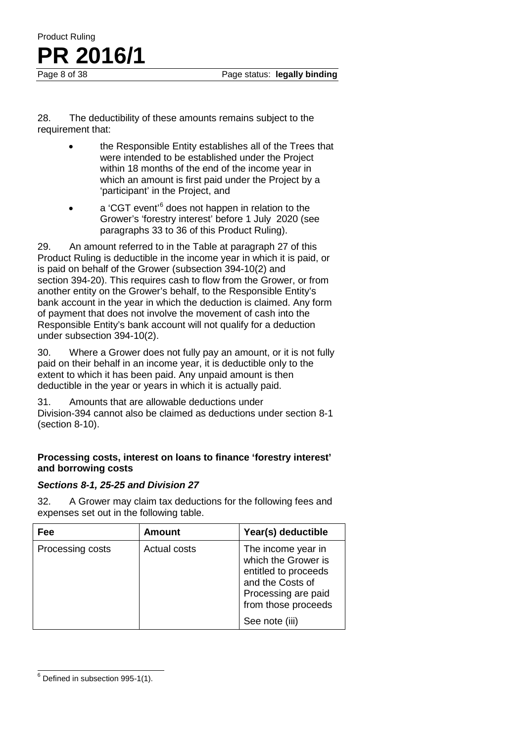28. The deductibility of these amounts remains subject to the requirement that:

- the Responsible Entity establishes all of the Trees that were intended to be established under the Project within 18 months of the end of the income year in which an amount is first paid under the Project by a 'participant' in the Project, and
- a 'CGT event'[6] does not happen in relation to the Grower's 'forestry interest' before 1 July 2020 (see paragraphs 33 to 36 of this Product Ruling).

29. An amount referred to in the Table at paragraph 27 of this Product Ruling is deductible in the income year in which it is paid, or is paid on behalf of the Grower (subsection 394-10(2) and section 394-20). This requires cash to flow from the Grower, or from another entity on the Grower's behalf, to the Responsible Entity's bank account in the year in which the deduction is claimed. Any form of payment that does not involve the movement of cash into the Responsible Entity's bank account will not qualify for a deduction under subsection 394-10(2).

30. Where a Grower does not fully pay an amount, or it is not fully paid on their behalf in an income year, it is deductible only to the extent to which it has been paid. Any unpaid amount is then deductible in the year or years in which it is actually paid.

31. Amounts that are allowable deductions under Division-394 cannot also be claimed as deductions under section 8-1 (section 8-10).

**Processing costs, interest on loans to finance 'forestry interest' and borrowing costs**

***Sections 8-1, 25-25 and Division 27***

32. A Grower may claim tax deductions for the following fees and expenses set out in the following table.

| Fee | Amount | Year(s) deductible |
|---|---|---|
| Processing costs | Actual costs | The income year in which the Grower is entitled to proceeds and the Costs of Processing are paid from those proceeds<br>See note (iii) |

[6] Defined in subsection 995-1(1).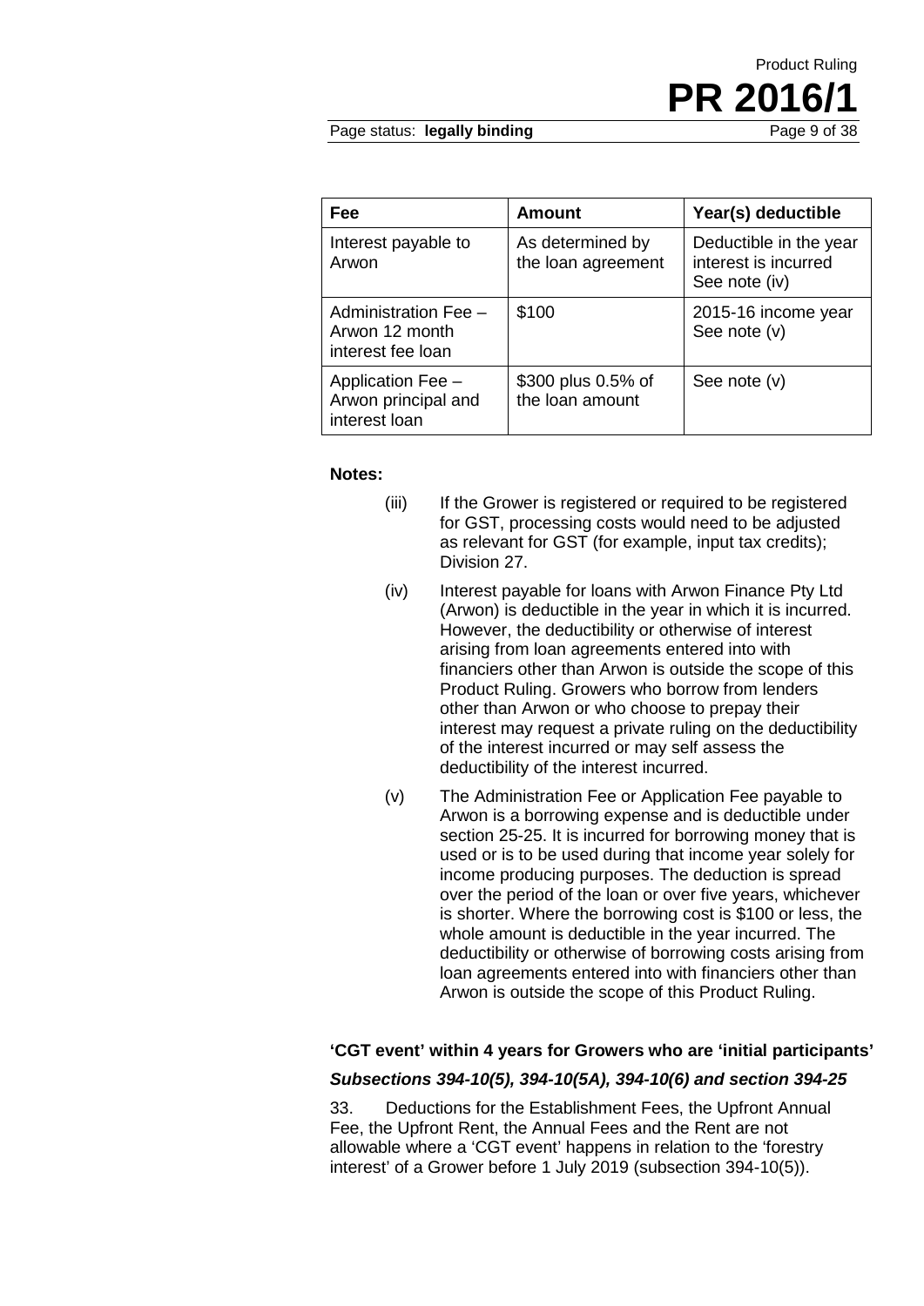| Fee | Amount | Year(s) deductible |
| --- | --- | --- |
| Interest payable to Arwon | As determined by the loan agreement | Deductible in the year interest is incurred See note (iv) |
| Administration Fee – Arwon 12 month interest fee loan | $100 | 2015-16 income year See note (v) |
| Application Fee – Arwon principal and interest loan | $300 plus 0.5% of the loan amount | See note (v) |

**Notes:**

(iii) If the Grower is registered or required to be registered for GST, processing costs would need to be adjusted as relevant for GST (for example, input tax credits); Division 27.

(iv) Interest payable for loans with Arwon Finance Pty Ltd (Arwon) is deductible in the year in which it is incurred. However, the deductibility or otherwise of interest arising from loan agreements entered into with financiers other than Arwon is outside the scope of this Product Ruling. Growers who borrow from lenders other than Arwon or who choose to prepay their interest may request a private ruling on the deductibility of the interest incurred or may self assess the deductibility of the interest incurred.

(v) The Administration Fee or Application Fee payable to Arwon is a borrowing expense and is deductible under section 25-25. It is incurred for borrowing money that is used or is to be used during that income year solely for income producing purposes. The deduction is spread over the period of the loan or over five years, whichever is shorter. Where the borrowing cost is $100 or less, the whole amount is deductible in the year incurred. The deductibility or otherwise of borrowing costs arising from loan agreements entered into with financiers other than Arwon is outside the scope of this Product Ruling.

### 'CGT event' within 4 years for Growers who are 'initial participants'

#### *Subsections 394-10(5), 394-10(5A), 394-10(6) and section 394-25*

33. Deductions for the Establishment Fees, the Upfront Annual Fee, the Upfront Rent, the Annual Fees and the Rent are not allowable where a 'CGT event' happens in relation to the 'forestry interest' of a Grower before 1 July 2019 (subsection 394-10(5)).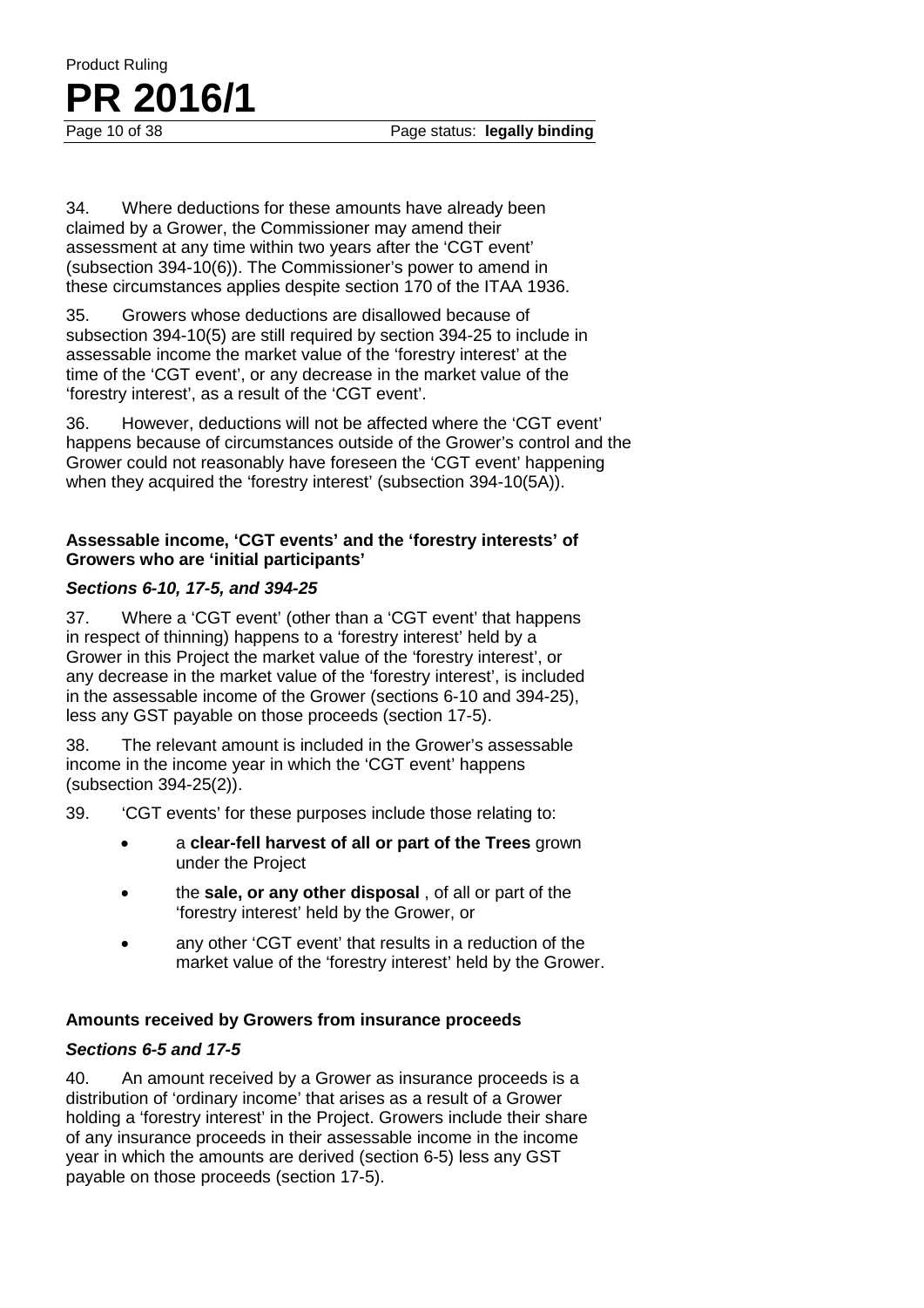34. Where deductions for these amounts have already been claimed by a Grower, the Commissioner may amend their assessment at any time within two years after the 'CGT event' (subsection 394-10(6)). The Commissioner's power to amend in these circumstances applies despite section 170 of the ITAA 1936.

35. Growers whose deductions are disallowed because of subsection 394-10(5) are still required by section 394-25 to include in assessable income the market value of the 'forestry interest' at the time of the 'CGT event', or any decrease in the market value of the 'forestry interest', as a result of the 'CGT event'.

36. However, deductions will not be affected where the 'CGT event' happens because of circumstances outside of the Grower's control and the Grower could not reasonably have foreseen the 'CGT event' happening when they acquired the 'forestry interest' (subsection 394-10(5A)).

**Assessable income, 'CGT events' and the 'forestry interests' of Growers who are 'initial participants'**

***Sections 6-10, 17-5, and 394-25***

37. Where a 'CGT event' (other than a 'CGT event' that happens in respect of thinning) happens to a 'forestry interest' held by a Grower in this Project the market value of the 'forestry interest', or any decrease in the market value of the 'forestry interest', is included in the assessable income of the Grower (sections 6-10 and 394-25), less any GST payable on those proceeds (section 17-5).

38. The relevant amount is included in the Grower's assessable income in the income year in which the 'CGT event' happens (subsection 394-25(2)).

39. 'CGT events' for these purposes include those relating to:

- a **clear-fell harvest of all or part of the Trees** grown under the Project
- the **sale, or any other disposal** , of all or part of the 'forestry interest' held by the Grower, or
- any other 'CGT event' that results in a reduction of the market value of the 'forestry interest' held by the Grower.

**Amounts received by Growers from insurance proceeds**

***Sections 6-5 and 17-5***

40. An amount received by a Grower as insurance proceeds is a distribution of 'ordinary income' that arises as a result of a Grower holding a 'forestry interest' in the Project. Growers include their share of any insurance proceeds in their assessable income in the income year in which the amounts are derived (section 6-5) less any GST payable on those proceeds (section 17-5).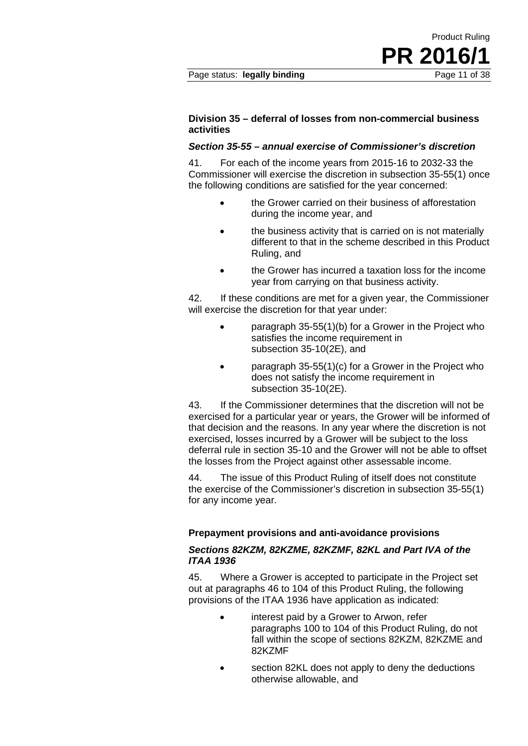### Division 35 – deferral of losses from non-commercial business activities

#### *Section 35-55 – annual exercise of Commissioner's discretion*

41. For each of the income years from 2015-16 to 2032-33 the Commissioner will exercise the discretion in subsection 35-55(1) once the following conditions are satisfied for the year concerned:

- the Grower carried on their business of afforestation during the income year, and
- the business activity that is carried on is not materially different to that in the scheme described in this Product Ruling, and
- the Grower has incurred a taxation loss for the income year from carrying on that business activity.

42. If these conditions are met for a given year, the Commissioner will exercise the discretion for that year under:

- paragraph 35-55(1)(b) for a Grower in the Project who satisfies the income requirement in subsection 35-10(2E), and
- paragraph 35-55(1)(c) for a Grower in the Project who does not satisfy the income requirement in subsection 35-10(2E).

43. If the Commissioner determines that the discretion will not be exercised for a particular year or years, the Grower will be informed of that decision and the reasons. In any year where the discretion is not exercised, losses incurred by a Grower will be subject to the loss deferral rule in section 35-10 and the Grower will not be able to offset the losses from the Project against other assessable income.

44. The issue of this Product Ruling of itself does not constitute the exercise of the Commissioner's discretion in subsection 35-55(1) for any income year.

### Prepayment provisions and anti-avoidance provisions

#### *Sections 82KZM, 82KZME, 82KZMF, 82KL and Part IVA of the ITAA 1936*

45. Where a Grower is accepted to participate in the Project set out at paragraphs 46 to 104 of this Product Ruling, the following provisions of the ITAA 1936 have application as indicated:

- interest paid by a Grower to Arwon, refer paragraphs 100 to 104 of this Product Ruling, do not fall within the scope of sections 82KZM, 82KZME and 82KZMF
- section 82KL does not apply to deny the deductions otherwise allowable, and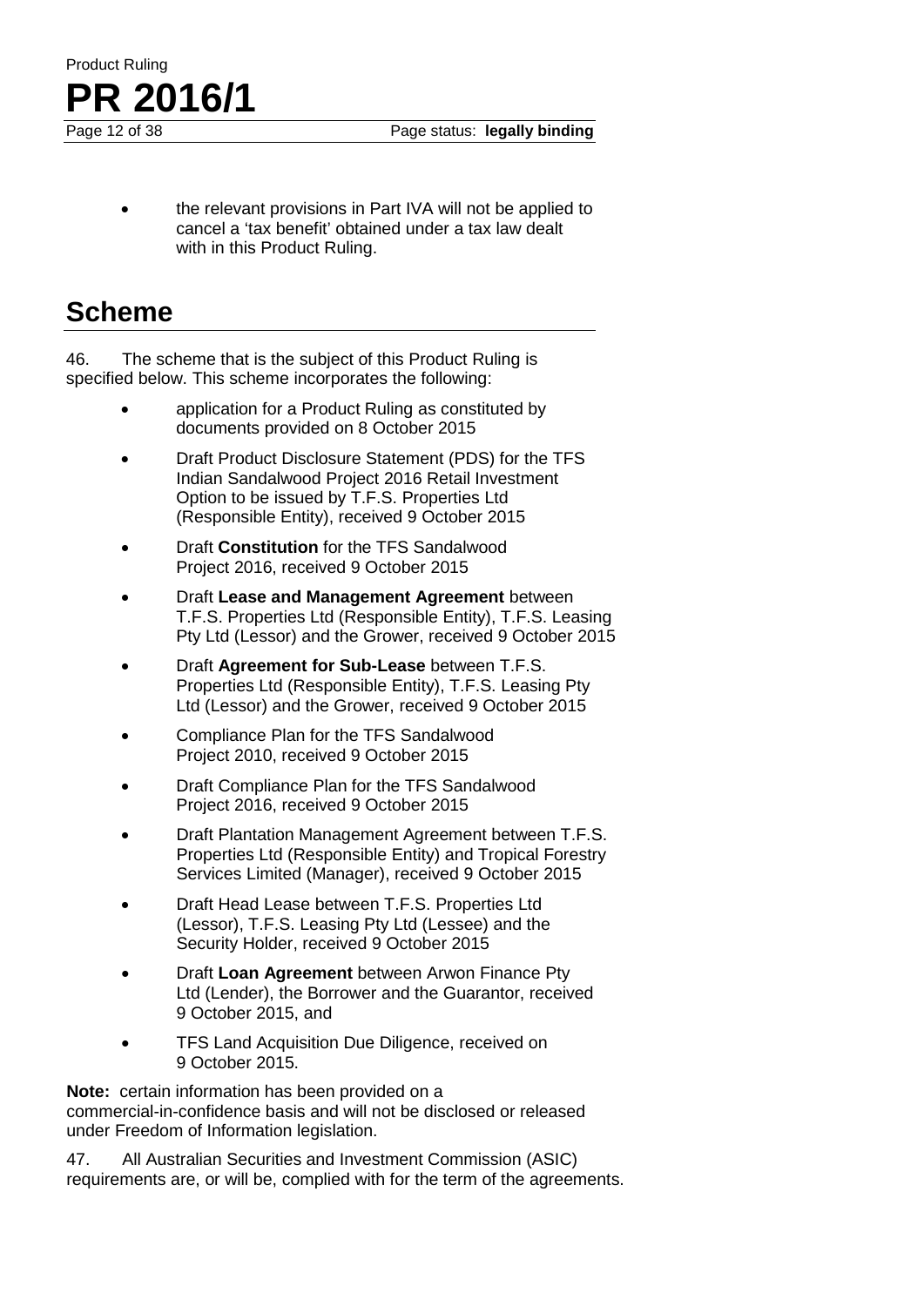- the relevant provisions in Part IVA will not be applied to cancel a 'tax benefit' obtained under a tax law dealt with in this Product Ruling.

## Scheme

46. The scheme that is the subject of this Product Ruling is specified below. This scheme incorporates the following:

- application for a Product Ruling as constituted by documents provided on 8 October 2015
- Draft Product Disclosure Statement (PDS) for the TFS Indian Sandalwood Project 2016 Retail Investment Option to be issued by T.F.S. Properties Ltd (Responsible Entity), received 9 October 2015
- Draft **Constitution** for the TFS Sandalwood Project 2016, received 9 October 2015
- Draft **Lease and Management Agreement** between T.F.S. Properties Ltd (Responsible Entity), T.F.S. Leasing Pty Ltd (Lessor) and the Grower, received 9 October 2015
- Draft **Agreement for Sub-Lease** between T.F.S. Properties Ltd (Responsible Entity), T.F.S. Leasing Pty Ltd (Lessor) and the Grower, received 9 October 2015
- Compliance Plan for the TFS Sandalwood Project 2010, received 9 October 2015
- Draft Compliance Plan for the TFS Sandalwood Project 2016, received 9 October 2015
- Draft Plantation Management Agreement between T.F.S. Properties Ltd (Responsible Entity) and Tropical Forestry Services Limited (Manager), received 9 October 2015
- Draft Head Lease between T.F.S. Properties Ltd (Lessor), T.F.S. Leasing Pty Ltd (Lessee) and the Security Holder, received 9 October 2015
- Draft **Loan Agreement** between Arwon Finance Pty Ltd (Lender), the Borrower and the Guarantor, received 9 October 2015, and
- TFS Land Acquisition Due Diligence, received on 9 October 2015.

**Note:** certain information has been provided on a commercial-in-confidence basis and will not be disclosed or released under Freedom of Information legislation.

47. All Australian Securities and Investment Commission (ASIC) requirements are, or will be, complied with for the term of the agreements.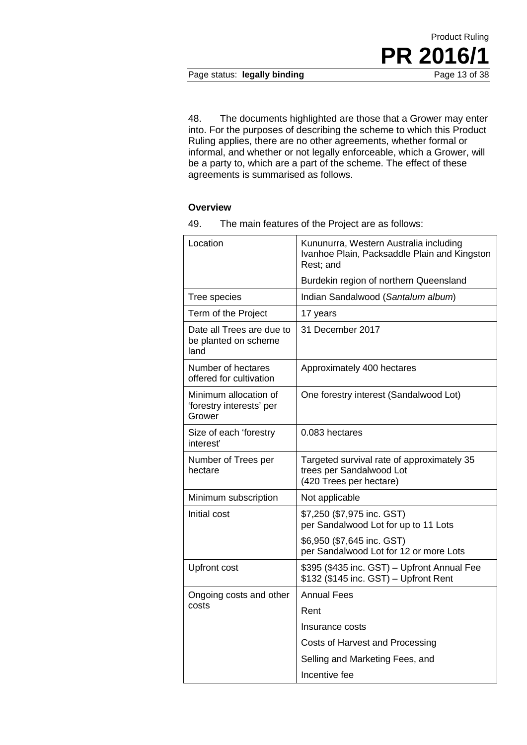48. The documents highlighted are those that a Grower may enter into. For the purposes of describing the scheme to which this Product Ruling applies, there are no other agreements, whether formal or informal, and whether or not legally enforceable, which a Grower, will be a party to, which are a part of the scheme. The effect of these agreements is summarised as follows.

### Overview

49. The main features of the Project are as follows:

| | |
|---|---|
| Location | Kununurra, Western Australia including Ivanhoe Plain, Packsaddle Plain and Kingston Rest; and<br><br>Burdekin region of northern Queensland |
| Tree species | Indian Sandalwood (*Santalum album*) |
| Term of the Project | 17 years |
| Date all Trees are due to be planted on scheme land | 31 December 2017 |
| Number of hectares offered for cultivation | Approximately 400 hectares |
| Minimum allocation of 'forestry interests' per Grower | One forestry interest (Sandalwood Lot) |
| Size of each 'forestry interest' | 0.083 hectares |
| Number of Trees per hectare | Targeted survival rate of approximately 35 trees per Sandalwood Lot (420 Trees per hectare) |
| Minimum subscription | Not applicable |
| Initial cost | \$7,250 (\$7,975 inc. GST) per Sandalwood Lot for up to 11 Lots<br><br>\$6,950 (\$7,645 inc. GST) per Sandalwood Lot for 12 or more Lots |
| Upfront cost | \$395 (\$435 inc. GST) – Upfront Annual Fee<br>\$132 (\$145 inc. GST) – Upfront Rent |
| Ongoing costs and other costs | Annual Fees<br>Rent<br>Insurance costs<br>Costs of Harvest and Processing<br>Selling and Marketing Fees, and<br>Incentive fee |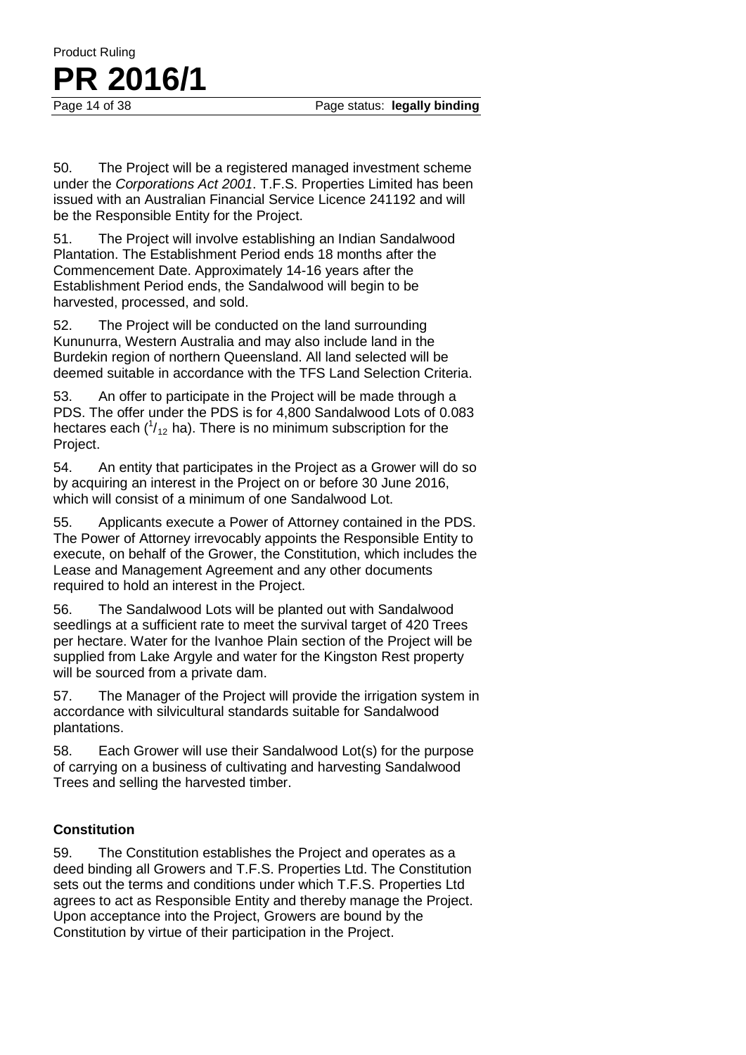50. The Project will be a registered managed investment scheme under the *Corporations Act 2001*. T.F.S. Properties Limited has been issued with an Australian Financial Service Licence 241192 and will be the Responsible Entity for the Project.

51. The Project will involve establishing an Indian Sandalwood Plantation. The Establishment Period ends 18 months after the Commencement Date. Approximately 14-16 years after the Establishment Period ends, the Sandalwood will begin to be harvested, processed, and sold.

52. The Project will be conducted on the land surrounding Kununurra, Western Australia and may also include land in the Burdekin region of northern Queensland. All land selected will be deemed suitable in accordance with the TFS Land Selection Criteria.

53. An offer to participate in the Project will be made through a PDS. The offer under the PDS is for 4,800 Sandalwood Lots of 0.083 hectares each ($^{1}/_{12}$ ha). There is no minimum subscription for the Project.

54. An entity that participates in the Project as a Grower will do so by acquiring an interest in the Project on or before 30 June 2016, which will consist of a minimum of one Sandalwood Lot.

55. Applicants execute a Power of Attorney contained in the PDS. The Power of Attorney irrevocably appoints the Responsible Entity to execute, on behalf of the Grower, the Constitution, which includes the Lease and Management Agreement and any other documents required to hold an interest in the Project.

56. The Sandalwood Lots will be planted out with Sandalwood seedlings at a sufficient rate to meet the survival target of 420 Trees per hectare. Water for the Ivanhoe Plain section of the Project will be supplied from Lake Argyle and water for the Kingston Rest property will be sourced from a private dam.

57. The Manager of the Project will provide the irrigation system in accordance with silvicultural standards suitable for Sandalwood plantations.

58. Each Grower will use their Sandalwood Lot(s) for the purpose of carrying on a business of cultivating and harvesting Sandalwood Trees and selling the harvested timber.

### Constitution

59. The Constitution establishes the Project and operates as a deed binding all Growers and T.F.S. Properties Ltd. The Constitution sets out the terms and conditions under which T.F.S. Properties Ltd agrees to act as Responsible Entity and thereby manage the Project. Upon acceptance into the Project, Growers are bound by the Constitution by virtue of their participation in the Project.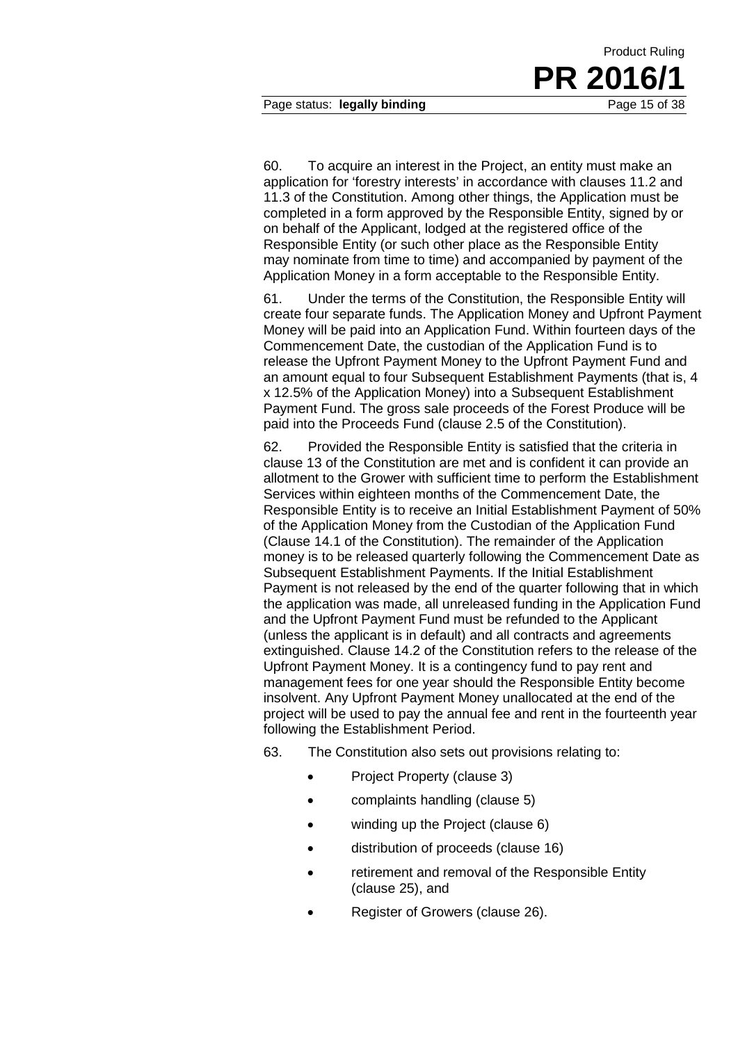60. To acquire an interest in the Project, an entity must make an application for 'forestry interests' in accordance with clauses 11.2 and 11.3 of the Constitution. Among other things, the Application must be completed in a form approved by the Responsible Entity, signed by or on behalf of the Applicant, lodged at the registered office of the Responsible Entity (or such other place as the Responsible Entity may nominate from time to time) and accompanied by payment of the Application Money in a form acceptable to the Responsible Entity.

61. Under the terms of the Constitution, the Responsible Entity will create four separate funds. The Application Money and Upfront Payment Money will be paid into an Application Fund. Within fourteen days of the Commencement Date, the custodian of the Application Fund is to release the Upfront Payment Money to the Upfront Payment Fund and an amount equal to four Subsequent Establishment Payments (that is, 4 x 12.5% of the Application Money) into a Subsequent Establishment Payment Fund. The gross sale proceeds of the Forest Produce will be paid into the Proceeds Fund (clause 2.5 of the Constitution).

62. Provided the Responsible Entity is satisfied that the criteria in clause 13 of the Constitution are met and is confident it can provide an allotment to the Grower with sufficient time to perform the Establishment Services within eighteen months of the Commencement Date, the Responsible Entity is to receive an Initial Establishment Payment of 50% of the Application Money from the Custodian of the Application Fund (Clause 14.1 of the Constitution). The remainder of the Application money is to be released quarterly following the Commencement Date as Subsequent Establishment Payments. If the Initial Establishment Payment is not released by the end of the quarter following that in which the application was made, all unreleased funding in the Application Fund and the Upfront Payment Fund must be refunded to the Applicant (unless the applicant is in default) and all contracts and agreements extinguished. Clause 14.2 of the Constitution refers to the release of the Upfront Payment Money. It is a contingency fund to pay rent and management fees for one year should the Responsible Entity become insolvent. Any Upfront Payment Money unallocated at the end of the project will be used to pay the annual fee and rent in the fourteenth year following the Establishment Period.

63. The Constitution also sets out provisions relating to:

- Project Property (clause 3)
- complaints handling (clause 5)
- winding up the Project (clause 6)
- distribution of proceeds (clause 16)
- retirement and removal of the Responsible Entity (clause 25), and
- Register of Growers (clause 26).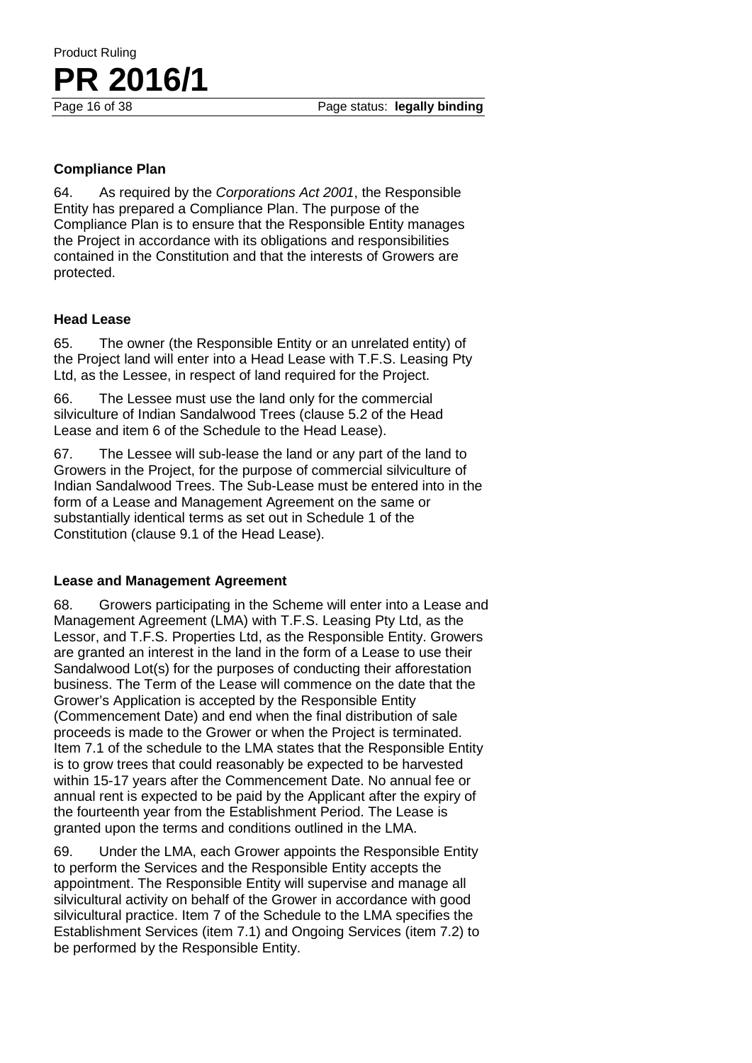### Compliance Plan

64. As required by the *Corporations Act 2001*, the Responsible Entity has prepared a Compliance Plan. The purpose of the Compliance Plan is to ensure that the Responsible Entity manages the Project in accordance with its obligations and responsibilities contained in the Constitution and that the interests of Growers are protected.

### Head Lease

65. The owner (the Responsible Entity or an unrelated entity) of the Project land will enter into a Head Lease with T.F.S. Leasing Pty Ltd, as the Lessee, in respect of land required for the Project.

66. The Lessee must use the land only for the commercial silviculture of Indian Sandalwood Trees (clause 5.2 of the Head Lease and item 6 of the Schedule to the Head Lease).

67. The Lessee will sub-lease the land or any part of the land to Growers in the Project, for the purpose of commercial silviculture of Indian Sandalwood Trees. The Sub-Lease must be entered into in the form of a Lease and Management Agreement on the same or substantially identical terms as set out in Schedule 1 of the Constitution (clause 9.1 of the Head Lease).

### Lease and Management Agreement

68. Growers participating in the Scheme will enter into a Lease and Management Agreement (LMA) with T.F.S. Leasing Pty Ltd, as the Lessor, and T.F.S. Properties Ltd, as the Responsible Entity. Growers are granted an interest in the land in the form of a Lease to use their Sandalwood Lot(s) for the purposes of conducting their afforestation business. The Term of the Lease will commence on the date that the Grower's Application is accepted by the Responsible Entity (Commencement Date) and end when the final distribution of sale proceeds is made to the Grower or when the Project is terminated. Item 7.1 of the schedule to the LMA states that the Responsible Entity is to grow trees that could reasonably be expected to be harvested within 15-17 years after the Commencement Date. No annual fee or annual rent is expected to be paid by the Applicant after the expiry of the fourteenth year from the Establishment Period. The Lease is granted upon the terms and conditions outlined in the LMA.

69. Under the LMA, each Grower appoints the Responsible Entity to perform the Services and the Responsible Entity accepts the appointment. The Responsible Entity will supervise and manage all silvicultural activity on behalf of the Grower in accordance with good silvicultural practice. Item 7 of the Schedule to the LMA specifies the Establishment Services (item 7.1) and Ongoing Services (item 7.2) to be performed by the Responsible Entity.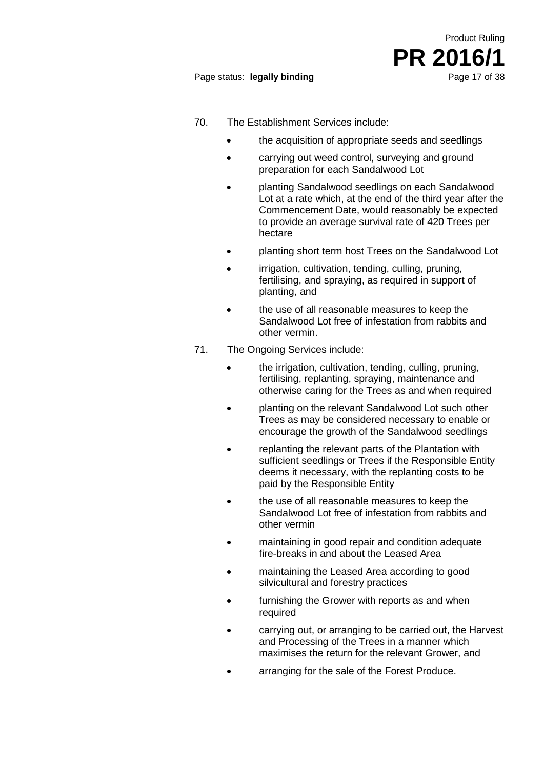70. The Establishment Services include:

- the acquisition of appropriate seeds and seedlings
- carrying out weed control, surveying and ground preparation for each Sandalwood Lot
- planting Sandalwood seedlings on each Sandalwood Lot at a rate which, at the end of the third year after the Commencement Date, would reasonably be expected to provide an average survival rate of 420 Trees per hectare
- planting short term host Trees on the Sandalwood Lot
- irrigation, cultivation, tending, culling, pruning, fertilising, and spraying, as required in support of planting, and
- the use of all reasonable measures to keep the Sandalwood Lot free of infestation from rabbits and other vermin.

71. The Ongoing Services include:

- the irrigation, cultivation, tending, culling, pruning, fertilising, replanting, spraying, maintenance and otherwise caring for the Trees as and when required
- planting on the relevant Sandalwood Lot such other Trees as may be considered necessary to enable or encourage the growth of the Sandalwood seedlings
- replanting the relevant parts of the Plantation with sufficient seedlings or Trees if the Responsible Entity deems it necessary, with the replanting costs to be paid by the Responsible Entity
- the use of all reasonable measures to keep the Sandalwood Lot free of infestation from rabbits and other vermin
- maintaining in good repair and condition adequate fire-breaks in and about the Leased Area
- maintaining the Leased Area according to good silvicultural and forestry practices
- furnishing the Grower with reports as and when required
- carrying out, or arranging to be carried out, the Harvest and Processing of the Trees in a manner which maximises the return for the relevant Grower, and
- arranging for the sale of the Forest Produce.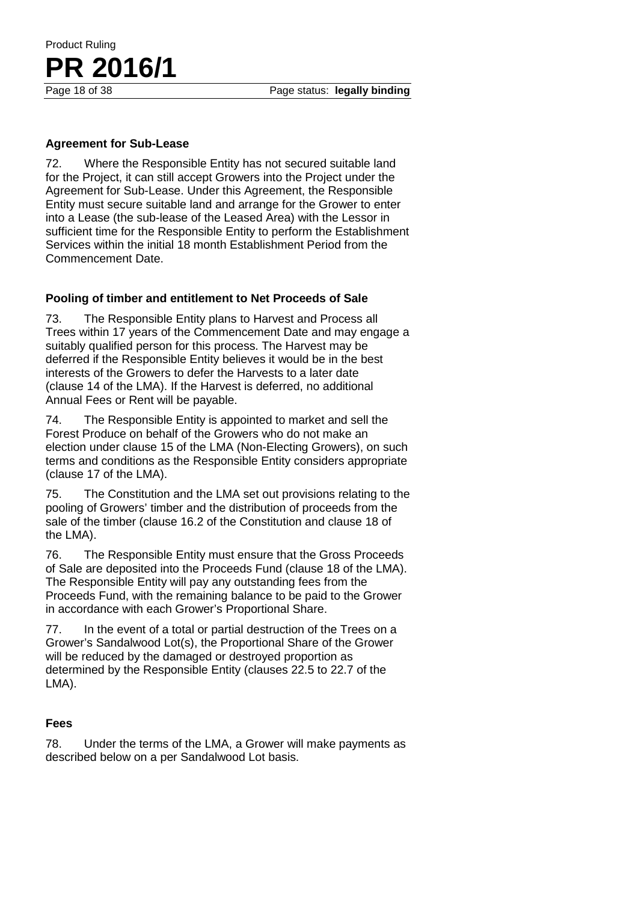**Agreement for Sub-Lease**

72. Where the Responsible Entity has not secured suitable land for the Project, it can still accept Growers into the Project under the Agreement for Sub-Lease. Under this Agreement, the Responsible Entity must secure suitable land and arrange for the Grower to enter into a Lease (the sub-lease of the Leased Area) with the Lessor in sufficient time for the Responsible Entity to perform the Establishment Services within the initial 18 month Establishment Period from the Commencement Date.

**Pooling of timber and entitlement to Net Proceeds of Sale**

73. The Responsible Entity plans to Harvest and Process all Trees within 17 years of the Commencement Date and may engage a suitably qualified person for this process. The Harvest may be deferred if the Responsible Entity believes it would be in the best interests of the Growers to defer the Harvests to a later date (clause 14 of the LMA). If the Harvest is deferred, no additional Annual Fees or Rent will be payable.

74. The Responsible Entity is appointed to market and sell the Forest Produce on behalf of the Growers who do not make an election under clause 15 of the LMA (Non-Electing Growers), on such terms and conditions as the Responsible Entity considers appropriate (clause 17 of the LMA).

75. The Constitution and the LMA set out provisions relating to the pooling of Growers' timber and the distribution of proceeds from the sale of the timber (clause 16.2 of the Constitution and clause 18 of the LMA).

76. The Responsible Entity must ensure that the Gross Proceeds of Sale are deposited into the Proceeds Fund (clause 18 of the LMA). The Responsible Entity will pay any outstanding fees from the Proceeds Fund, with the remaining balance to be paid to the Grower in accordance with each Grower's Proportional Share.

77. In the event of a total or partial destruction of the Trees on a Grower's Sandalwood Lot(s), the Proportional Share of the Grower will be reduced by the damaged or destroyed proportion as determined by the Responsible Entity (clauses 22.5 to 22.7 of the LMA).

**Fees**

78. Under the terms of the LMA, a Grower will make payments as described below on a per Sandalwood Lot basis.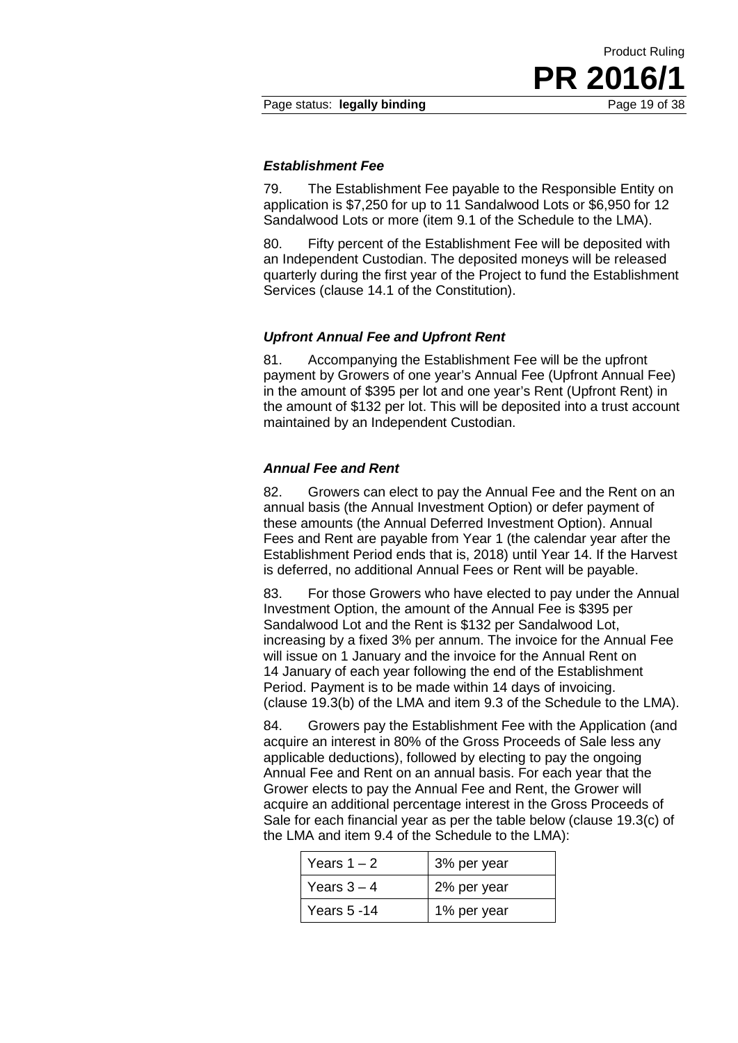### *Establishment Fee*

79. The Establishment Fee payable to the Responsible Entity on application is $7,250 for up to 11 Sandalwood Lots or $6,950 for 12 Sandalwood Lots or more (item 9.1 of the Schedule to the LMA).

80. Fifty percent of the Establishment Fee will be deposited with an Independent Custodian. The deposited moneys will be released quarterly during the first year of the Project to fund the Establishment Services (clause 14.1 of the Constitution).

### *Upfront Annual Fee and Upfront Rent*

81. Accompanying the Establishment Fee will be the upfront payment by Growers of one year's Annual Fee (Upfront Annual Fee) in the amount of $395 per lot and one year's Rent (Upfront Rent) in the amount of $132 per lot. This will be deposited into a trust account maintained by an Independent Custodian.

### *Annual Fee and Rent*

82. Growers can elect to pay the Annual Fee and the Rent on an annual basis (the Annual Investment Option) or defer payment of these amounts (the Annual Deferred Investment Option). Annual Fees and Rent are payable from Year 1 (the calendar year after the Establishment Period ends that is, 2018) until Year 14. If the Harvest is deferred, no additional Annual Fees or Rent will be payable.

83. For those Growers who have elected to pay under the Annual Investment Option, the amount of the Annual Fee is $395 per Sandalwood Lot and the Rent is $132 per Sandalwood Lot, increasing by a fixed 3% per annum. The invoice for the Annual Fee will issue on 1 January and the invoice for the Annual Rent on 14 January of each year following the end of the Establishment Period. Payment is to be made within 14 days of invoicing. (clause 19.3(b) of the LMA and item 9.3 of the Schedule to the LMA).

84. Growers pay the Establishment Fee with the Application (and acquire an interest in 80% of the Gross Proceeds of Sale less any applicable deductions), followed by electing to pay the ongoing Annual Fee and Rent on an annual basis. For each year that the Grower elects to pay the Annual Fee and Rent, the Grower will acquire an additional percentage interest in the Gross Proceeds of Sale for each financial year as per the table below (clause 19.3(c) of the LMA and item 9.4 of the Schedule to the LMA):

| Years 1 – 2 | 3% per year |
|---|---|
| Years 3 – 4 | 2% per year |
| Years 5 -14 | 1% per year |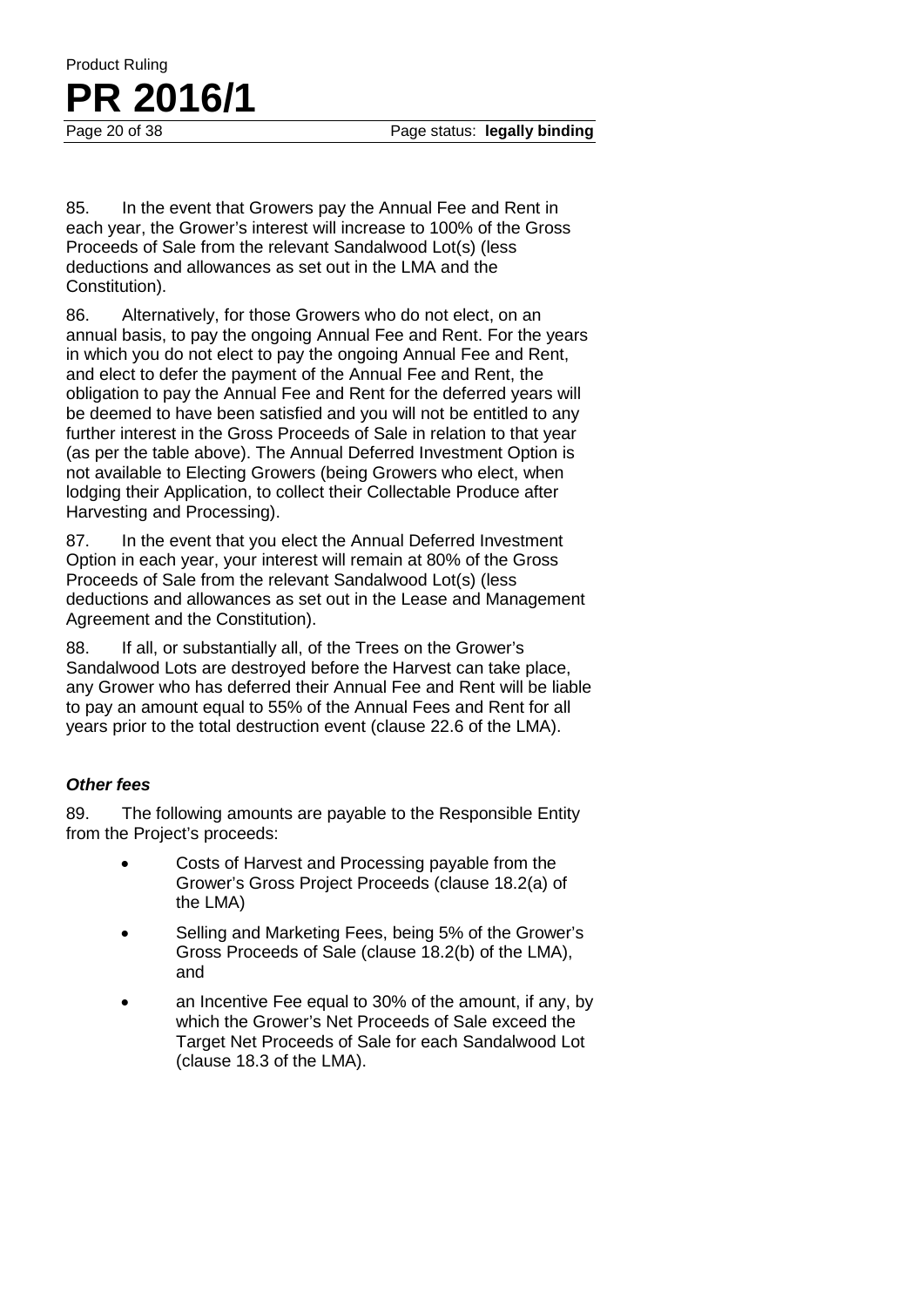85. In the event that Growers pay the Annual Fee and Rent in each year, the Grower's interest will increase to 100% of the Gross Proceeds of Sale from the relevant Sandalwood Lot(s) (less deductions and allowances as set out in the LMA and the Constitution).

86. Alternatively, for those Growers who do not elect, on an annual basis, to pay the ongoing Annual Fee and Rent. For the years in which you do not elect to pay the ongoing Annual Fee and Rent, and elect to defer the payment of the Annual Fee and Rent, the obligation to pay the Annual Fee and Rent for the deferred years will be deemed to have been satisfied and you will not be entitled to any further interest in the Gross Proceeds of Sale in relation to that year (as per the table above). The Annual Deferred Investment Option is not available to Electing Growers (being Growers who elect, when lodging their Application, to collect their Collectable Produce after Harvesting and Processing).

87. In the event that you elect the Annual Deferred Investment Option in each year, your interest will remain at 80% of the Gross Proceeds of Sale from the relevant Sandalwood Lot(s) (less deductions and allowances as set out in the Lease and Management Agreement and the Constitution).

88. If all, or substantially all, of the Trees on the Grower's Sandalwood Lots are destroyed before the Harvest can take place, any Grower who has deferred their Annual Fee and Rent will be liable to pay an amount equal to 55% of the Annual Fees and Rent for all years prior to the total destruction event (clause 22.6 of the LMA).

***Other fees***

89. The following amounts are payable to the Responsible Entity from the Project's proceeds:

- Costs of Harvest and Processing payable from the Grower's Gross Project Proceeds (clause 18.2(a) of the LMA)
- Selling and Marketing Fees, being 5% of the Grower's Gross Proceeds of Sale (clause 18.2(b) of the LMA), and
- an Incentive Fee equal to 30% of the amount, if any, by which the Grower's Net Proceeds of Sale exceed the Target Net Proceeds of Sale for each Sandalwood Lot (clause 18.3 of the LMA).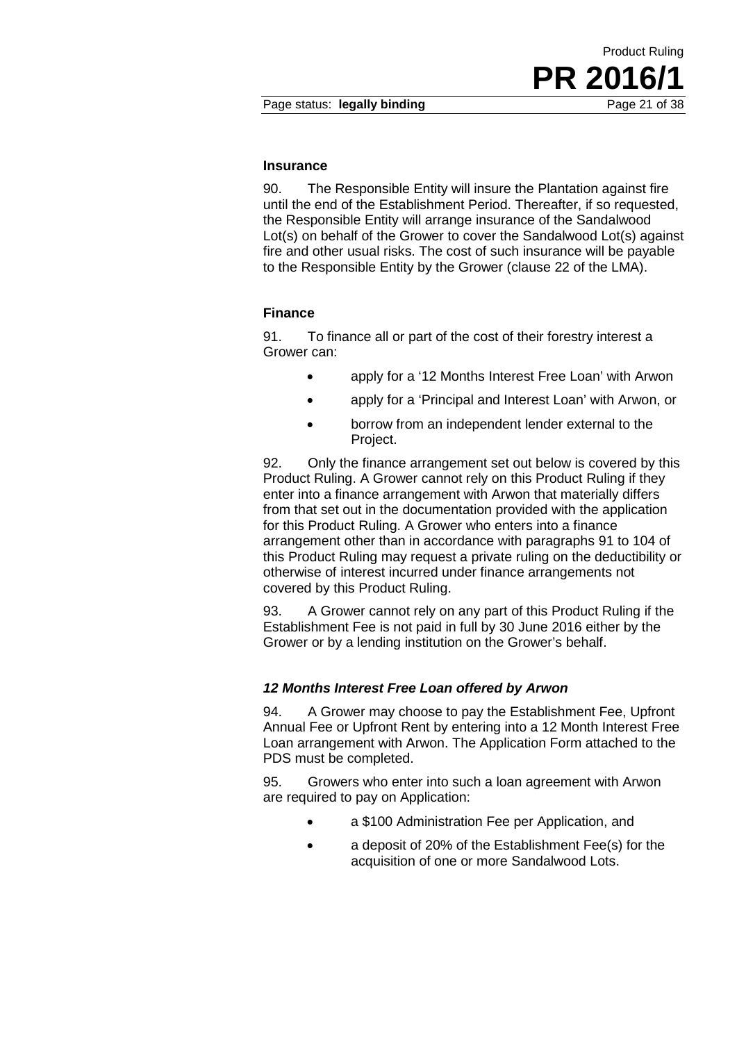### Insurance

90. The Responsible Entity will insure the Plantation against fire until the end of the Establishment Period. Thereafter, if so requested, the Responsible Entity will arrange insurance of the Sandalwood Lot(s) on behalf of the Grower to cover the Sandalwood Lot(s) against fire and other usual risks. The cost of such insurance will be payable to the Responsible Entity by the Grower (clause 22 of the LMA).

### Finance

91. To finance all or part of the cost of their forestry interest a Grower can:

- apply for a '12 Months Interest Free Loan' with Arwon
- apply for a 'Principal and Interest Loan' with Arwon, or
- borrow from an independent lender external to the Project.

92. Only the finance arrangement set out below is covered by this Product Ruling. A Grower cannot rely on this Product Ruling if they enter into a finance arrangement with Arwon that materially differs from that set out in the documentation provided with the application for this Product Ruling. A Grower who enters into a finance arrangement other than in accordance with paragraphs 91 to 104 of this Product Ruling may request a private ruling on the deductibility or otherwise of interest incurred under finance arrangements not covered by this Product Ruling.

93. A Grower cannot rely on any part of this Product Ruling if the Establishment Fee is not paid in full by 30 June 2016 either by the Grower or by a lending institution on the Grower's behalf.

#### *12 Months Interest Free Loan offered by Arwon*

94. A Grower may choose to pay the Establishment Fee, Upfront Annual Fee or Upfront Rent by entering into a 12 Month Interest Free Loan arrangement with Arwon. The Application Form attached to the PDS must be completed.

95. Growers who enter into such a loan agreement with Arwon are required to pay on Application:

- a $100 Administration Fee per Application, and
- a deposit of 20% of the Establishment Fee(s) for the acquisition of one or more Sandalwood Lots.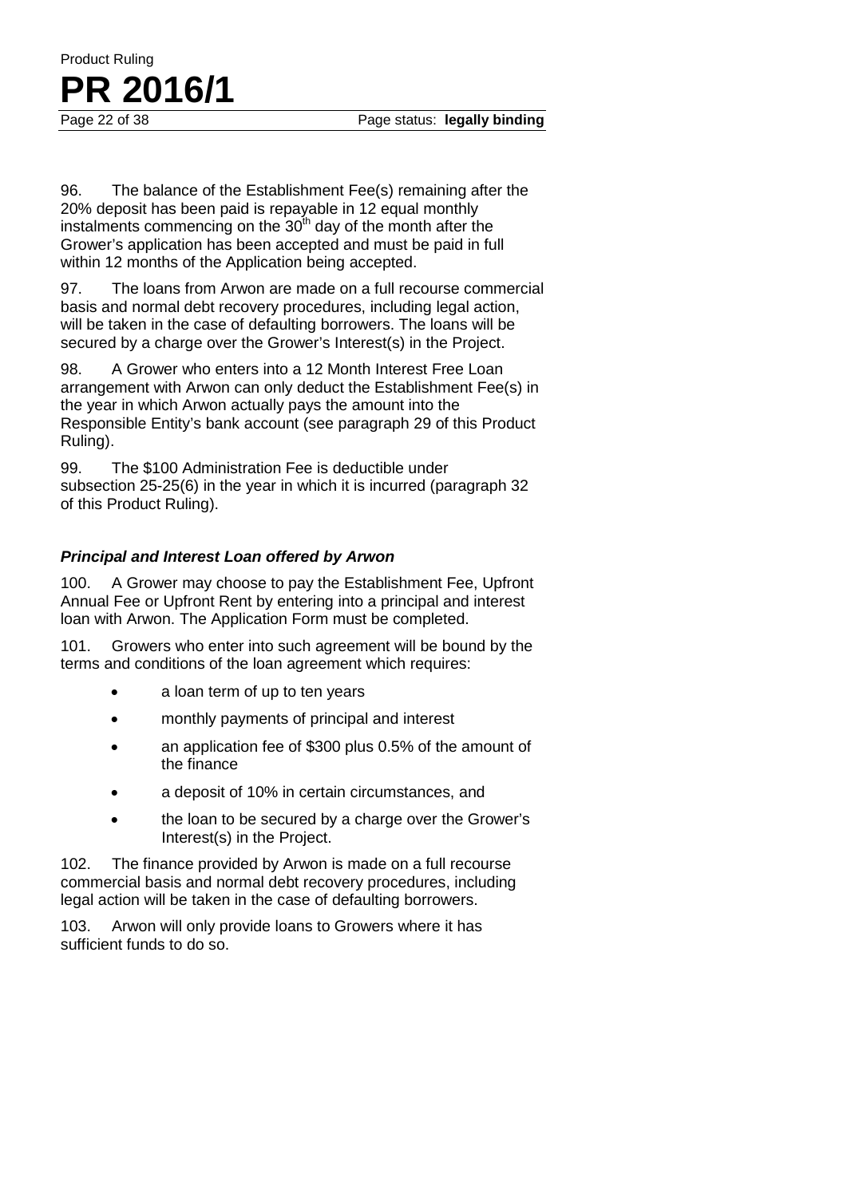96. The balance of the Establishment Fee(s) remaining after the 20% deposit has been paid is repayable in 12 equal monthly instalments commencing on the 30th day of the month after the Grower's application has been accepted and must be paid in full within 12 months of the Application being accepted.

97. The loans from Arwon are made on a full recourse commercial basis and normal debt recovery procedures, including legal action, will be taken in the case of defaulting borrowers. The loans will be secured by a charge over the Grower's Interest(s) in the Project.

98. A Grower who enters into a 12 Month Interest Free Loan arrangement with Arwon can only deduct the Establishment Fee(s) in the year in which Arwon actually pays the amount into the Responsible Entity's bank account (see paragraph 29 of this Product Ruling).

99. The $100 Administration Fee is deductible under subsection 25-25(6) in the year in which it is incurred (paragraph 32 of this Product Ruling).

### *Principal and Interest Loan offered by Arwon*

100. A Grower may choose to pay the Establishment Fee, Upfront Annual Fee or Upfront Rent by entering into a principal and interest loan with Arwon. The Application Form must be completed.

101. Growers who enter into such agreement will be bound by the terms and conditions of the loan agreement which requires:

- a loan term of up to ten years
- monthly payments of principal and interest
- an application fee of $300 plus 0.5% of the amount of the finance
- a deposit of 10% in certain circumstances, and
- the loan to be secured by a charge over the Grower's Interest(s) in the Project.

102. The finance provided by Arwon is made on a full recourse commercial basis and normal debt recovery procedures, including legal action will be taken in the case of defaulting borrowers.

103. Arwon will only provide loans to Growers where it has sufficient funds to do so.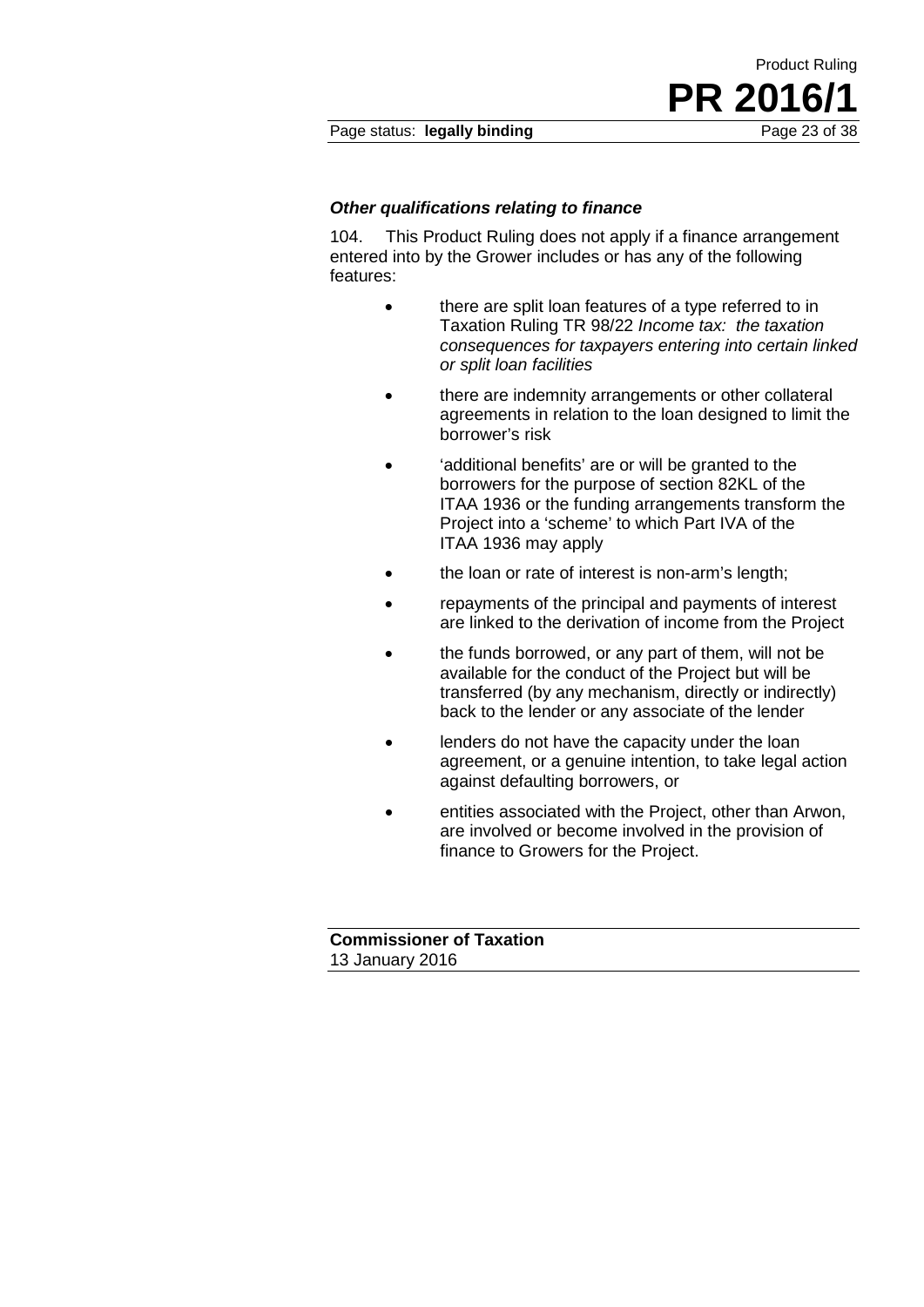### *Other qualifications relating to finance*

104. This Product Ruling does not apply if a finance arrangement entered into by the Grower includes or has any of the following features:

- there are split loan features of a type referred to in Taxation Ruling TR 98/22 *Income tax: the taxation consequences for taxpayers entering into certain linked or split loan facilities*
- there are indemnity arrangements or other collateral agreements in relation to the loan designed to limit the borrower's risk
- 'additional benefits' are or will be granted to the borrowers for the purpose of section 82KL of the ITAA 1936 or the funding arrangements transform the Project into a 'scheme' to which Part IVA of the ITAA 1936 may apply
- the loan or rate of interest is non-arm's length;
- repayments of the principal and payments of interest are linked to the derivation of income from the Project
- the funds borrowed, or any part of them, will not be available for the conduct of the Project but will be transferred (by any mechanism, directly or indirectly) back to the lender or any associate of the lender
- lenders do not have the capacity under the loan agreement, or a genuine intention, to take legal action against defaulting borrowers, or
- entities associated with the Project, other than Arwon, are involved or become involved in the provision of finance to Growers for the Project.

**Commissioner of Taxation**
13 January 2016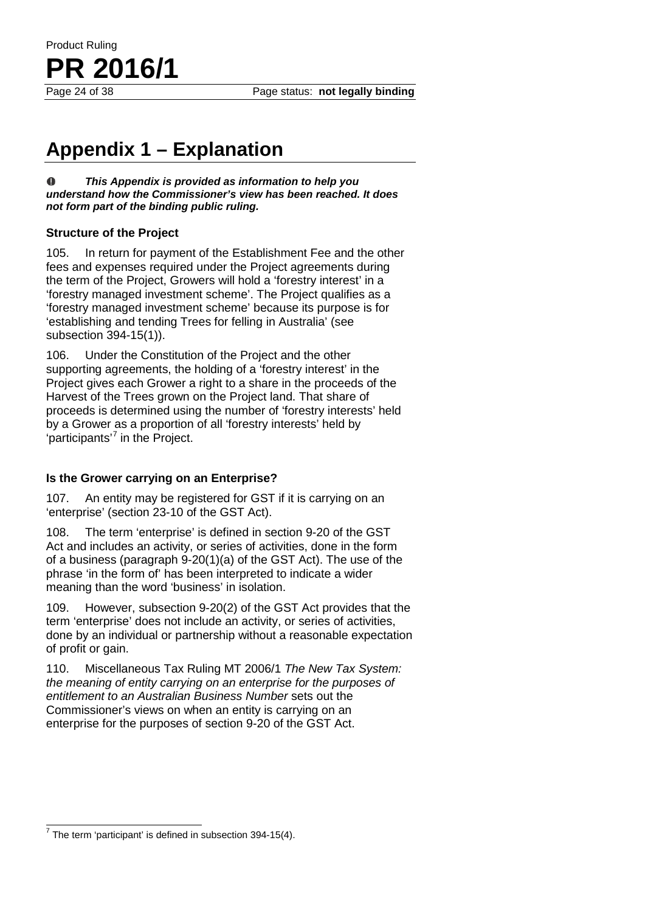# Appendix 1 – Explanation

**_This Appendix is provided as information to help you understand how the Commissioner's view has been reached. It does not form part of the binding public ruling._**

### Structure of the Project

105. In return for payment of the Establishment Fee and the other fees and expenses required under the Project agreements during the term of the Project, Growers will hold a 'forestry interest' in a 'forestry managed investment scheme'. The Project qualifies as a 'forestry managed investment scheme' because its purpose is for 'establishing and tending Trees for felling in Australia' (see subsection 394-15(1)).

106. Under the Constitution of the Project and the other supporting agreements, the holding of a 'forestry interest' in the Project gives each Grower a right to a share in the proceeds of the Harvest of the Trees grown on the Project land. That share of proceeds is determined using the number of 'forestry interests' held by a Grower as a proportion of all 'forestry interests' held by 'participants'[7] in the Project.

### Is the Grower carrying on an Enterprise?

107. An entity may be registered for GST if it is carrying on an 'enterprise' (section 23-10 of the GST Act).

108. The term 'enterprise' is defined in section 9-20 of the GST Act and includes an activity, or series of activities, done in the form of a business (paragraph 9-20(1)(a) of the GST Act). The use of the phrase 'in the form of' has been interpreted to indicate a wider meaning than the word 'business' in isolation.

109. However, subsection 9-20(2) of the GST Act provides that the term 'enterprise' does not include an activity, or series of activities, done by an individual or partnership without a reasonable expectation of profit or gain.

110. Miscellaneous Tax Ruling MT 2006/1 *The New Tax System: the meaning of entity carrying on an enterprise for the purposes of entitlement to an Australian Business Number* sets out the Commissioner's views on when an entity is carrying on an enterprise for the purposes of section 9-20 of the GST Act.

---

[7] The term 'participant' is defined in subsection 394-15(4).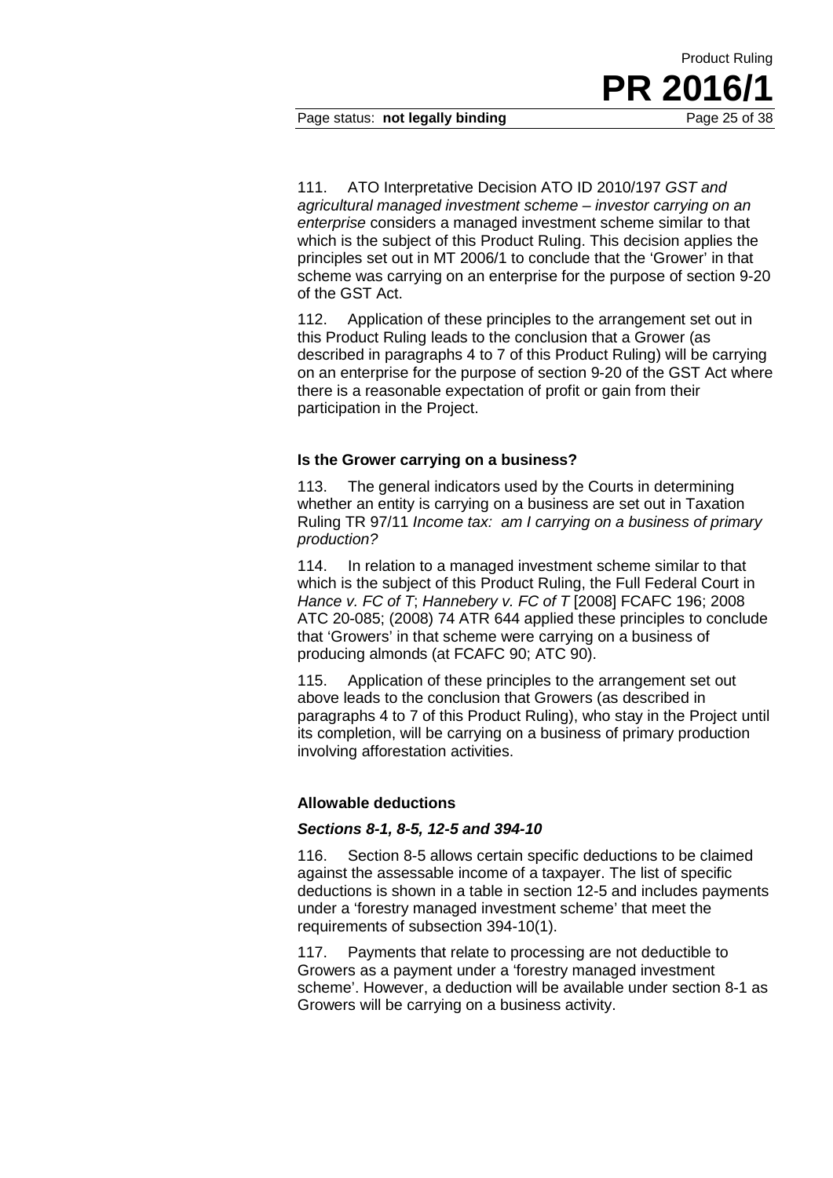111. ATO Interpretative Decision ATO ID 2010/197 *GST and agricultural managed investment scheme – investor carrying on an enterprise* considers a managed investment scheme similar to that which is the subject of this Product Ruling. This decision applies the principles set out in MT 2006/1 to conclude that the 'Grower' in that scheme was carrying on an enterprise for the purpose of section 9-20 of the GST Act.

112. Application of these principles to the arrangement set out in this Product Ruling leads to the conclusion that a Grower (as described in paragraphs 4 to 7 of this Product Ruling) will be carrying on an enterprise for the purpose of section 9-20 of the GST Act where there is a reasonable expectation of profit or gain from their participation in the Project.

### Is the Grower carrying on a business?

113. The general indicators used by the Courts in determining whether an entity is carrying on a business are set out in Taxation Ruling TR 97/11 *Income tax: am I carrying on a business of primary production?*

114. In relation to a managed investment scheme similar to that which is the subject of this Product Ruling, the Full Federal Court in *Hance v. FC of T*; *Hannebery v. FC of T* [2008] FCAFC 196; 2008 ATC 20-085; (2008) 74 ATR 644 applied these principles to conclude that 'Growers' in that scheme were carrying on a business of producing almonds (at FCAFC 90; ATC 90).

115. Application of these principles to the arrangement set out above leads to the conclusion that Growers (as described in paragraphs 4 to 7 of this Product Ruling), who stay in the Project until its completion, will be carrying on a business of primary production involving afforestation activities.

### Allowable deductions

#### *Sections 8-1, 8-5, 12-5 and 394-10*

116. Section 8-5 allows certain specific deductions to be claimed against the assessable income of a taxpayer. The list of specific deductions is shown in a table in section 12-5 and includes payments under a 'forestry managed investment scheme' that meet the requirements of subsection 394-10(1).

117. Payments that relate to processing are not deductible to Growers as a payment under a 'forestry managed investment scheme'. However, a deduction will be available under section 8-1 as Growers will be carrying on a business activity.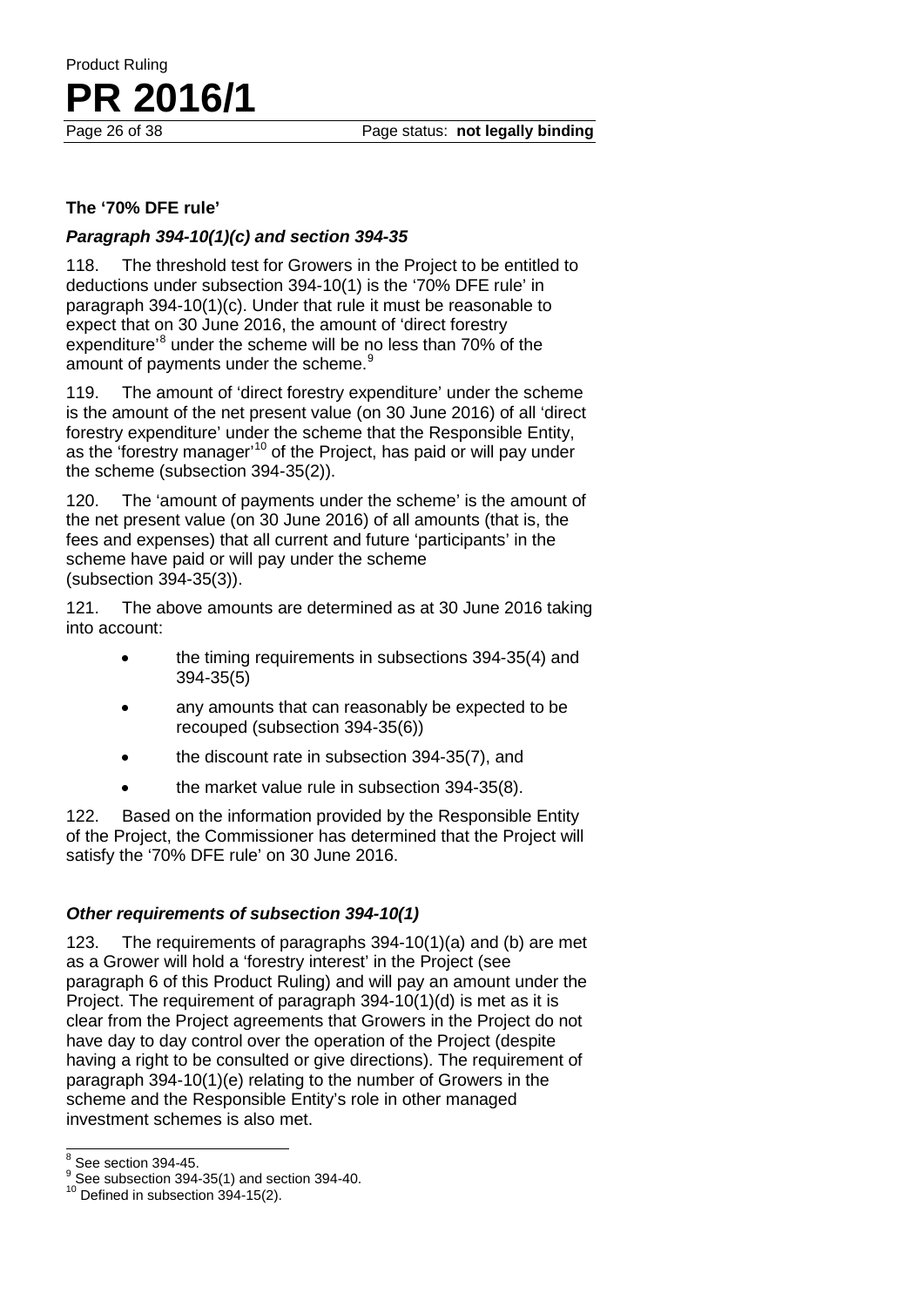### The '70% DFE rule'

#### *Paragraph 394-10(1)(c) and section 394-35*

118. The threshold test for Growers in the Project to be entitled to deductions under subsection 394-10(1) is the '70% DFE rule' in paragraph 394-10(1)(c). Under that rule it must be reasonable to expect that on 30 June 2016, the amount of 'direct forestry expenditure'[8] under the scheme will be no less than 70% of the amount of payments under the scheme.[9]

119. The amount of 'direct forestry expenditure' under the scheme is the amount of the net present value (on 30 June 2016) of all 'direct forestry expenditure' under the scheme that the Responsible Entity, as the 'forestry manager'[10] of the Project, has paid or will pay under the scheme (subsection 394-35(2)).

120. The 'amount of payments under the scheme' is the amount of the net present value (on 30 June 2016) of all amounts (that is, the fees and expenses) that all current and future 'participants' in the scheme have paid or will pay under the scheme (subsection 394-35(3)).

121. The above amounts are determined as at 30 June 2016 taking into account:

- the timing requirements in subsections 394-35(4) and 394-35(5)
- any amounts that can reasonably be expected to be recouped (subsection 394-35(6))
- the discount rate in subsection 394-35(7), and
- the market value rule in subsection 394-35(8).

122. Based on the information provided by the Responsible Entity of the Project, the Commissioner has determined that the Project will satisfy the '70% DFE rule' on 30 June 2016.

#### *Other requirements of subsection 394-10(1)*

123. The requirements of paragraphs 394-10(1)(a) and (b) are met as a Grower will hold a 'forestry interest' in the Project (see paragraph 6 of this Product Ruling) and will pay an amount under the Project. The requirement of paragraph 394-10(1)(d) is met as it is clear from the Project agreements that Growers in the Project do not have day to day control over the operation of the Project (despite having a right to be consulted or give directions). The requirement of paragraph 394-10(1)(e) relating to the number of Growers in the scheme and the Responsible Entity's role in other managed investment schemes is also met.

---

[8] See section 394-45.

[9] See subsection 394-35(1) and section 394-40.

[10] Defined in subsection 394-15(2).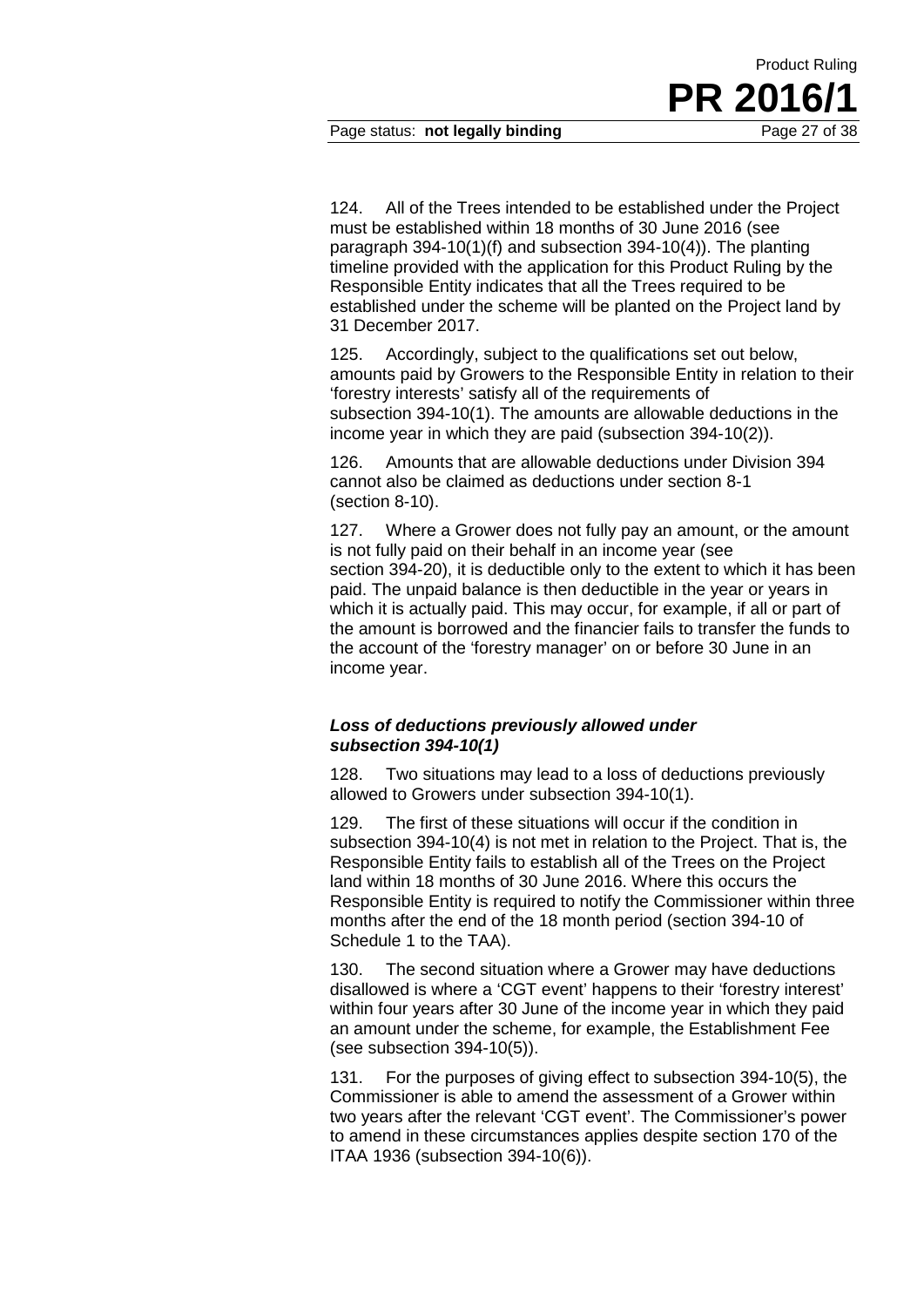124. All of the Trees intended to be established under the Project must be established within 18 months of 30 June 2016 (see paragraph 394-10(1)(f) and subsection 394-10(4)). The planting timeline provided with the application for this Product Ruling by the Responsible Entity indicates that all the Trees required to be established under the scheme will be planted on the Project land by 31 December 2017.

125. Accordingly, subject to the qualifications set out below, amounts paid by Growers to the Responsible Entity in relation to their 'forestry interests' satisfy all of the requirements of subsection 394-10(1). The amounts are allowable deductions in the income year in which they are paid (subsection 394-10(2)).

126. Amounts that are allowable deductions under Division 394 cannot also be claimed as deductions under section 8-1 (section 8-10).

127. Where a Grower does not fully pay an amount, or the amount is not fully paid on their behalf in an income year (see section 394-20), it is deductible only to the extent to which it has been paid. The unpaid balance is then deductible in the year or years in which it is actually paid. This may occur, for example, if all or part of the amount is borrowed and the financier fails to transfer the funds to the account of the 'forestry manager' on or before 30 June in an income year.

### *Loss of deductions previously allowed under subsection 394-10(1)*

128. Two situations may lead to a loss of deductions previously allowed to Growers under subsection 394-10(1).

129. The first of these situations will occur if the condition in subsection 394-10(4) is not met in relation to the Project. That is, the Responsible Entity fails to establish all of the Trees on the Project land within 18 months of 30 June 2016. Where this occurs the Responsible Entity is required to notify the Commissioner within three months after the end of the 18 month period (section 394-10 of Schedule 1 to the TAA).

130. The second situation where a Grower may have deductions disallowed is where a 'CGT event' happens to their 'forestry interest' within four years after 30 June of the income year in which they paid an amount under the scheme, for example, the Establishment Fee (see subsection 394-10(5)).

131. For the purposes of giving effect to subsection 394-10(5), the Commissioner is able to amend the assessment of a Grower within two years after the relevant 'CGT event'. The Commissioner's power to amend in these circumstances applies despite section 170 of the ITAA 1936 (subsection 394-10(6)).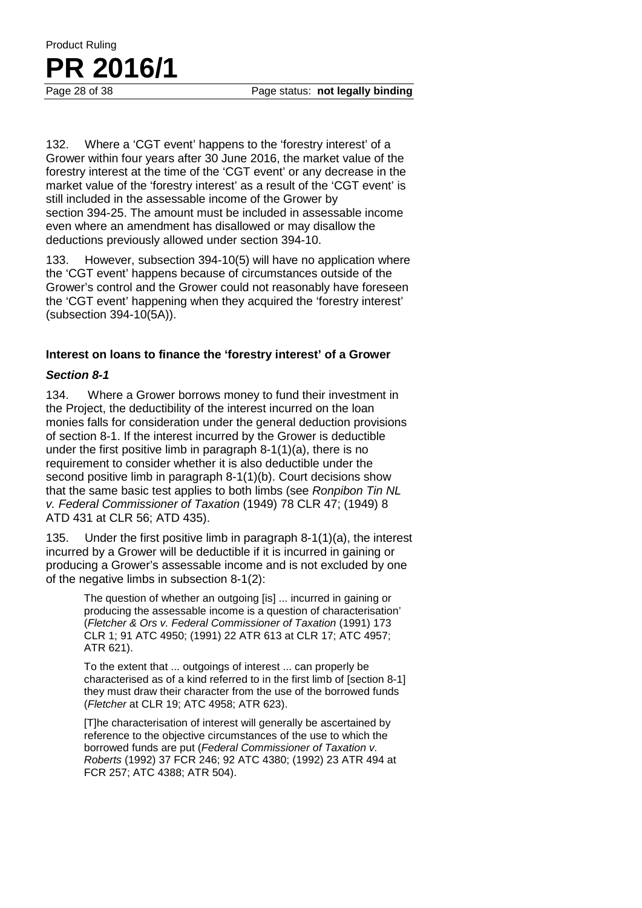132. Where a 'CGT event' happens to the 'forestry interest' of a Grower within four years after 30 June 2016, the market value of the forestry interest at the time of the 'CGT event' or any decrease in the market value of the 'forestry interest' as a result of the 'CGT event' is still included in the assessable income of the Grower by section 394-25. The amount must be included in assessable income even where an amendment has disallowed or may disallow the deductions previously allowed under section 394-10.

133. However, subsection 394-10(5) will have no application where the 'CGT event' happens because of circumstances outside of the Grower's control and the Grower could not reasonably have foreseen the 'CGT event' happening when they acquired the 'forestry interest' (subsection 394-10(5A)).

### Interest on loans to finance the 'forestry interest' of a Grower

#### *Section 8-1*

134. Where a Grower borrows money to fund their investment in the Project, the deductibility of the interest incurred on the loan monies falls for consideration under the general deduction provisions of section 8-1. If the interest incurred by the Grower is deductible under the first positive limb in paragraph 8-1(1)(a), there is no requirement to consider whether it is also deductible under the second positive limb in paragraph 8-1(1)(b). Court decisions show that the same basic test applies to both limbs (see *Ronpibon Tin NL v. Federal Commissioner of Taxation* (1949) 78 CLR 47; (1949) 8 ATD 431 at CLR 56; ATD 435).

135. Under the first positive limb in paragraph 8-1(1)(a), the interest incurred by a Grower will be deductible if it is incurred in gaining or producing a Grower's assessable income and is not excluded by one of the negative limbs in subsection 8-1(2):

> The question of whether an outgoing [is] ... incurred in gaining or producing the assessable income is a question of characterisation' (*Fletcher & Ors v. Federal Commissioner of Taxation* (1991) 173 CLR 1; 91 ATC 4950; (1991) 22 ATR 613 at CLR 17; ATC 4957; ATR 621).
>
> To the extent that ... outgoings of interest ... can properly be characterised as of a kind referred to in the first limb of [section 8-1] they must draw their character from the use of the borrowed funds (*Fletcher* at CLR 19; ATC 4958; ATR 623).
>
> [T]he characterisation of interest will generally be ascertained by reference to the objective circumstances of the use to which the borrowed funds are put (*Federal Commissioner of Taxation v. Roberts* (1992) 37 FCR 246; 92 ATC 4380; (1992) 23 ATR 494 at FCR 257; ATC 4388; ATR 504).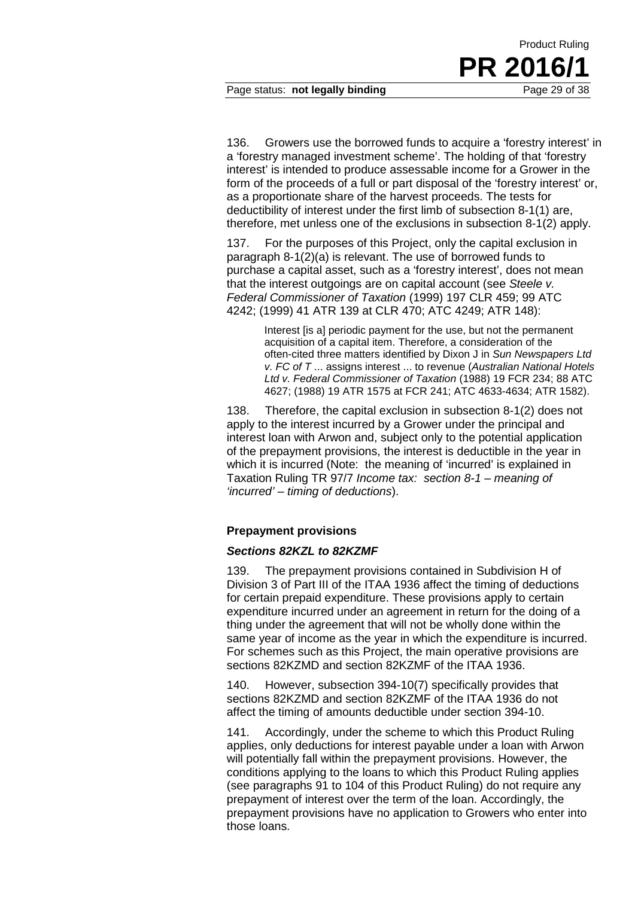136. Growers use the borrowed funds to acquire a 'forestry interest' in a 'forestry managed investment scheme'. The holding of that 'forestry interest' is intended to produce assessable income for a Grower in the form of the proceeds of a full or part disposal of the 'forestry interest' or, as a proportionate share of the harvest proceeds. The tests for deductibility of interest under the first limb of subsection 8-1(1) are, therefore, met unless one of the exclusions in subsection 8-1(2) apply.

137. For the purposes of this Project, only the capital exclusion in paragraph 8-1(2)(a) is relevant. The use of borrowed funds to purchase a capital asset, such as a 'forestry interest', does not mean that the interest outgoings are on capital account (see *Steele v. Federal Commissioner of Taxation* (1999) 197 CLR 459; 99 ATC 4242; (1999) 41 ATR 139 at CLR 470; ATC 4249; ATR 148):

> Interest [is a] periodic payment for the use, but not the permanent acquisition of a capital item. Therefore, a consideration of the often-cited three matters identified by Dixon J in *Sun Newspapers Ltd v. FC of T* ... assigns interest ... to revenue (*Australian National Hotels Ltd v. Federal Commissioner of Taxation* (1988) 19 FCR 234; 88 ATC 4627; (1988) 19 ATR 1575 at FCR 241; ATC 4633-4634; ATR 1582).

138. Therefore, the capital exclusion in subsection 8-1(2) does not apply to the interest incurred by a Grower under the principal and interest loan with Arwon and, subject only to the potential application of the prepayment provisions, the interest is deductible in the year in which it is incurred (Note: the meaning of 'incurred' is explained in Taxation Ruling TR 97/7 *Income tax: section 8-1 – meaning of 'incurred' – timing of deductions*).

### Prepayment provisions

#### *Sections 82KZL to 82KZMF*

139. The prepayment provisions contained in Subdivision H of Division 3 of Part III of the ITAA 1936 affect the timing of deductions for certain prepaid expenditure. These provisions apply to certain expenditure incurred under an agreement in return for the doing of a thing under the agreement that will not be wholly done within the same year of income as the year in which the expenditure is incurred. For schemes such as this Project, the main operative provisions are sections 82KZMD and section 82KZMF of the ITAA 1936.

140. However, subsection 394-10(7) specifically provides that sections 82KZMD and section 82KZMF of the ITAA 1936 do not affect the timing of amounts deductible under section 394-10.

141. Accordingly, under the scheme to which this Product Ruling applies, only deductions for interest payable under a loan with Arwon will potentially fall within the prepayment provisions. However, the conditions applying to the loans to which this Product Ruling applies (see paragraphs 91 to 104 of this Product Ruling) do not require any prepayment of interest over the term of the loan. Accordingly, the prepayment provisions have no application to Growers who enter into those loans.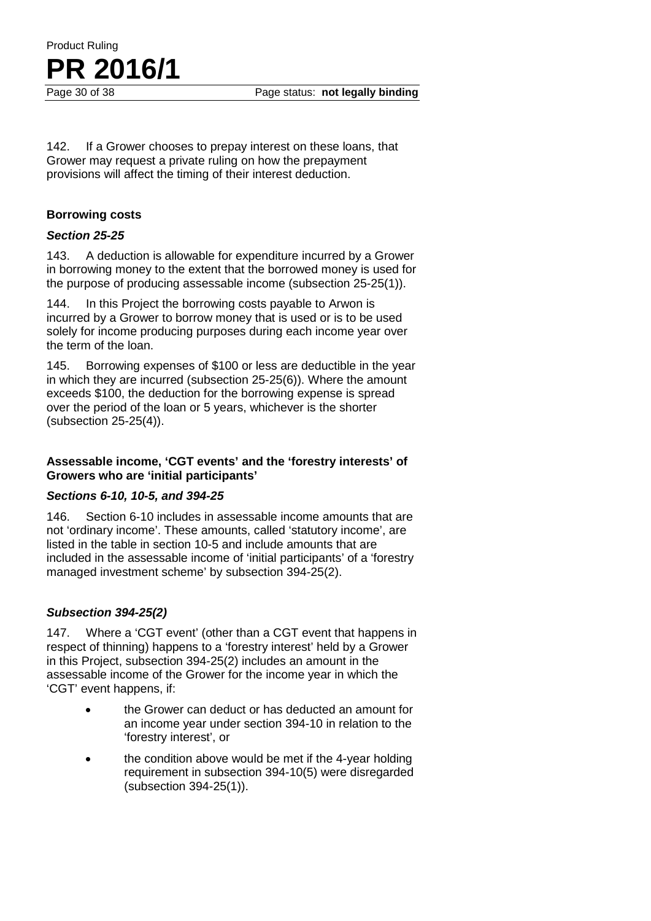142. If a Grower chooses to prepay interest on these loans, that Grower may request a private ruling on how the prepayment provisions will affect the timing of their interest deduction.

**Borrowing costs**

***Section 25-25***

143. A deduction is allowable for expenditure incurred by a Grower in borrowing money to the extent that the borrowed money is used for the purpose of producing assessable income (subsection 25-25(1)).

144. In this Project the borrowing costs payable to Arwon is incurred by a Grower to borrow money that is used or is to be used solely for income producing purposes during each income year over the term of the loan.

145. Borrowing expenses of $100 or less are deductible in the year in which they are incurred (subsection 25-25(6)). Where the amount exceeds $100, the deduction for the borrowing expense is spread over the period of the loan or 5 years, whichever is the shorter (subsection 25-25(4)).

**Assessable income, 'CGT events' and the 'forestry interests' of Growers who are 'initial participants'**

***Sections 6-10, 10-5, and 394-25***

146. Section 6-10 includes in assessable income amounts that are not 'ordinary income'. These amounts, called 'statutory income', are listed in the table in section 10-5 and include amounts that are included in the assessable income of 'initial participants' of a 'forestry managed investment scheme' by subsection 394-25(2).

***Subsection 394-25(2)***

147. Where a 'CGT event' (other than a CGT event that happens in respect of thinning) happens to a 'forestry interest' held by a Grower in this Project, subsection 394-25(2) includes an amount in the assessable income of the Grower for the income year in which the 'CGT' event happens, if:

- the Grower can deduct or has deducted an amount for an income year under section 394-10 in relation to the 'forestry interest', or
- the condition above would be met if the 4-year holding requirement in subsection 394-10(5) were disregarded (subsection 394-25(1)).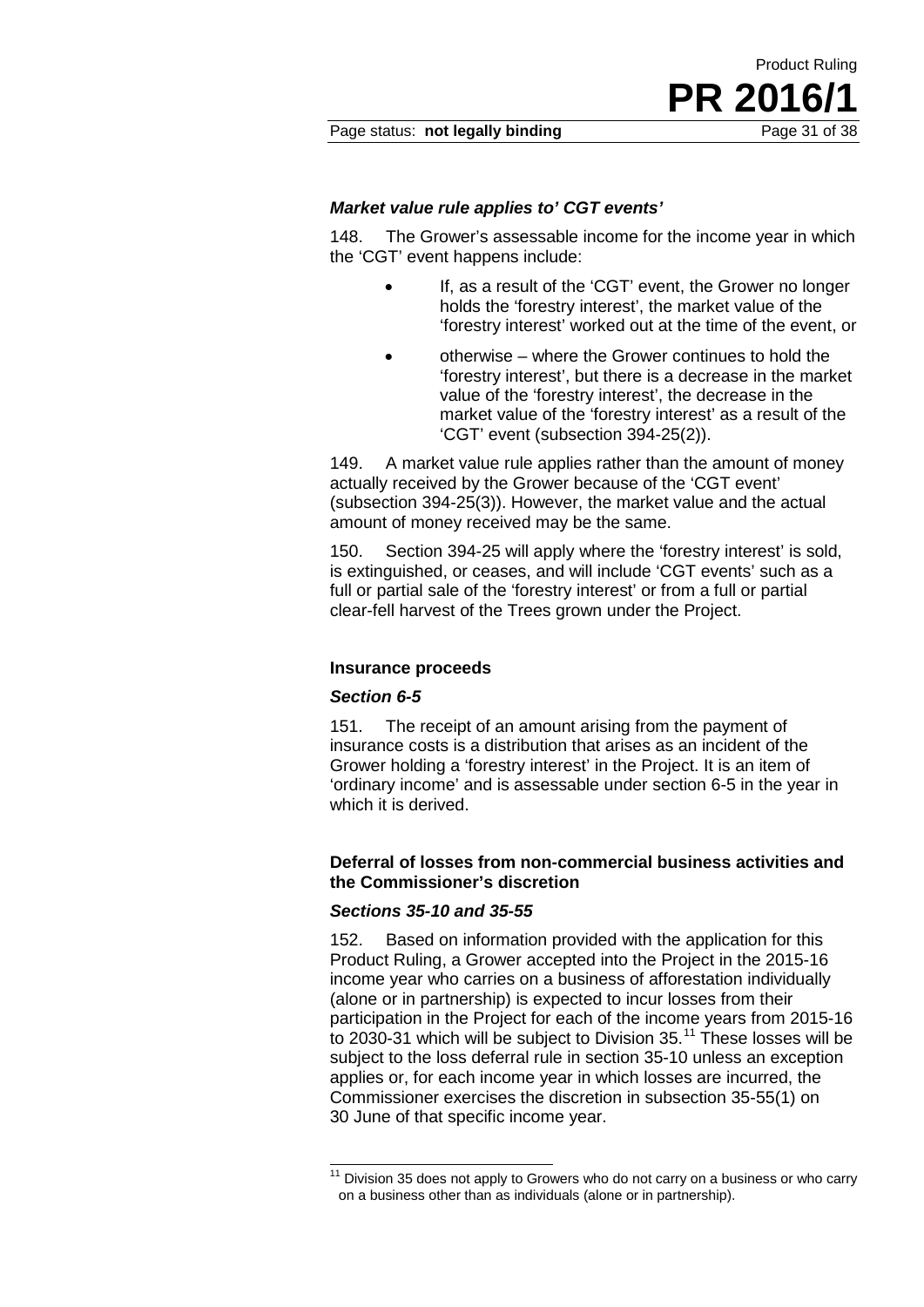***Market value rule applies to' CGT events'***

148. The Grower's assessable income for the income year in which the 'CGT' event happens include:

- If, as a result of the 'CGT' event, the Grower no longer holds the 'forestry interest', the market value of the 'forestry interest' worked out at the time of the event, or
- otherwise – where the Grower continues to hold the 'forestry interest', but there is a decrease in the market value of the 'forestry interest', the decrease in the market value of the 'forestry interest' as a result of the 'CGT' event (subsection 394-25(2)).

149. A market value rule applies rather than the amount of money actually received by the Grower because of the 'CGT event' (subsection 394-25(3)). However, the market value and the actual amount of money received may be the same.

150. Section 394-25 will apply where the 'forestry interest' is sold, is extinguished, or ceases, and will include 'CGT events' such as a full or partial sale of the 'forestry interest' or from a full or partial clear-fell harvest of the Trees grown under the Project.

**Insurance proceeds**

***Section 6-5***

151. The receipt of an amount arising from the payment of insurance costs is a distribution that arises as an incident of the Grower holding a 'forestry interest' in the Project. It is an item of 'ordinary income' and is assessable under section 6-5 in the year in which it is derived.

**Deferral of losses from non-commercial business activities and the Commissioner's discretion**

***Sections 35-10 and 35-55***

152. Based on information provided with the application for this Product Ruling, a Grower accepted into the Project in the 2015-16 income year who carries on a business of afforestation individually (alone or in partnership) is expected to incur losses from their participation in the Project for each of the income years from 2015-16 to 2030-31 which will be subject to Division 35.[11] These losses will be subject to the loss deferral rule in section 35-10 unless an exception applies or, for each income year in which losses are incurred, the Commissioner exercises the discretion in subsection 35-55(1) on 30 June of that specific income year.

[11] Division 35 does not apply to Growers who do not carry on a business or who carry on a business other than as individuals (alone or in partnership).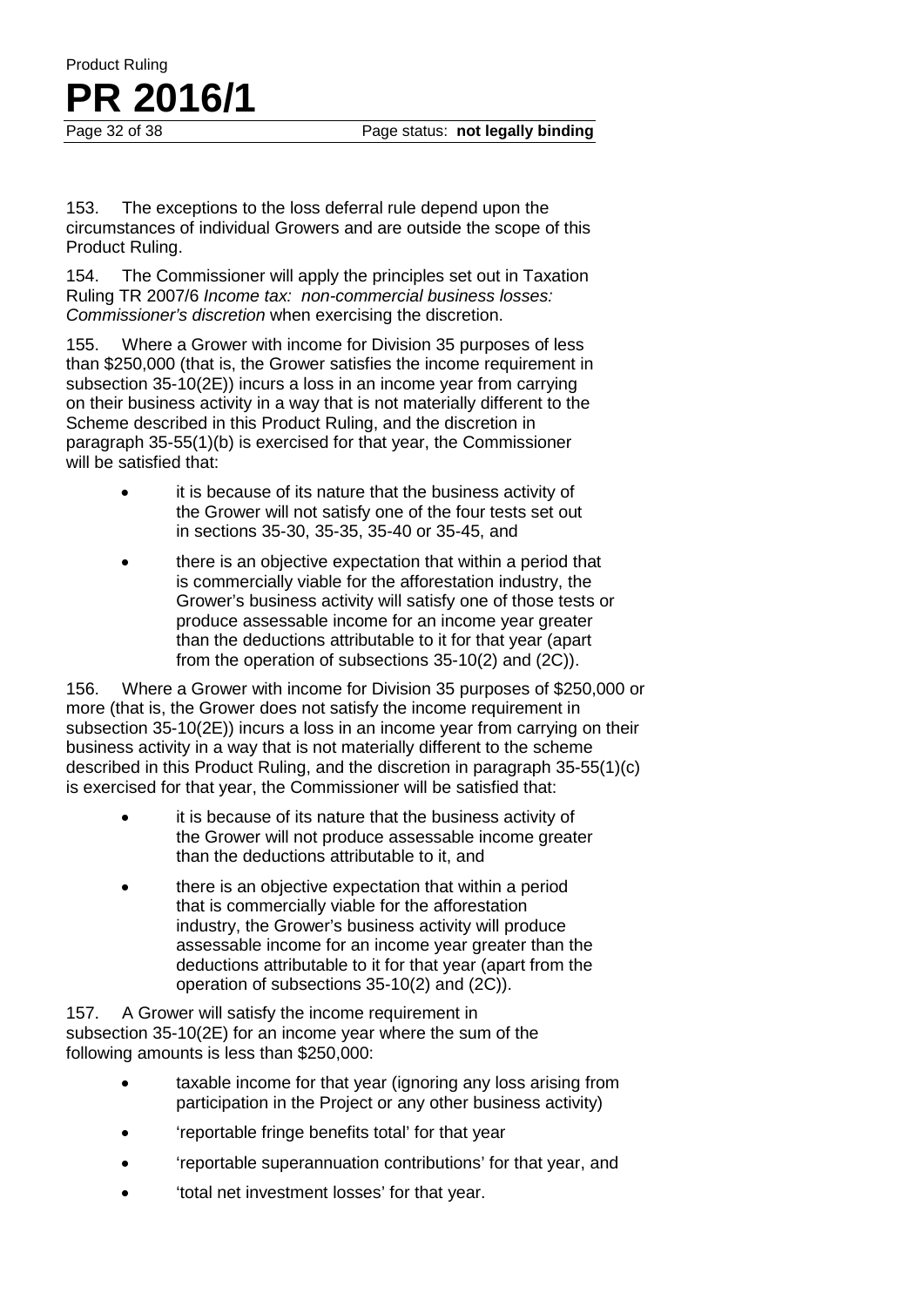153. The exceptions to the loss deferral rule depend upon the circumstances of individual Growers and are outside the scope of this Product Ruling.

154. The Commissioner will apply the principles set out in Taxation Ruling TR 2007/6 *Income tax: non-commercial business losses: Commissioner's discretion* when exercising the discretion.

155. Where a Grower with income for Division 35 purposes of less than $250,000 (that is, the Grower satisfies the income requirement in subsection 35-10(2E)) incurs a loss in an income year from carrying on their business activity in a way that is not materially different to the Scheme described in this Product Ruling, and the discretion in paragraph 35-55(1)(b) is exercised for that year, the Commissioner will be satisfied that:

- it is because of its nature that the business activity of the Grower will not satisfy one of the four tests set out in sections 35-30, 35-35, 35-40 or 35-45, and
- there is an objective expectation that within a period that is commercially viable for the afforestation industry, the Grower's business activity will satisfy one of those tests or produce assessable income for an income year greater than the deductions attributable to it for that year (apart from the operation of subsections 35-10(2) and (2C)).

156. Where a Grower with income for Division 35 purposes of $250,000 or more (that is, the Grower does not satisfy the income requirement in subsection 35-10(2E)) incurs a loss in an income year from carrying on their business activity in a way that is not materially different to the scheme described in this Product Ruling, and the discretion in paragraph 35-55(1)(c) is exercised for that year, the Commissioner will be satisfied that:

- it is because of its nature that the business activity of the Grower will not produce assessable income greater than the deductions attributable to it, and
- there is an objective expectation that within a period that is commercially viable for the afforestation industry, the Grower's business activity will produce assessable income for an income year greater than the deductions attributable to it for that year (apart from the operation of subsections 35-10(2) and (2C)).

157. A Grower will satisfy the income requirement in subsection 35-10(2E) for an income year where the sum of the following amounts is less than $250,000:

- taxable income for that year (ignoring any loss arising from participation in the Project or any other business activity)
- 'reportable fringe benefits total' for that year
- 'reportable superannuation contributions' for that year, and
- 'total net investment losses' for that year.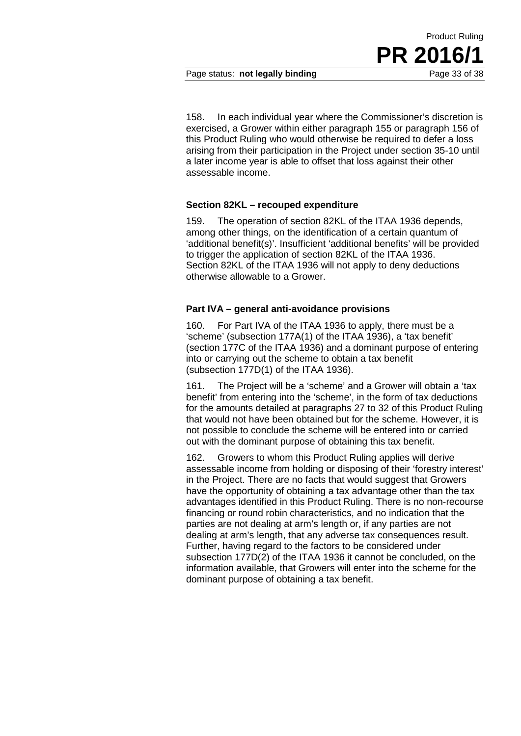158. In each individual year where the Commissioner's discretion is exercised, a Grower within either paragraph 155 or paragraph 156 of this Product Ruling who would otherwise be required to defer a loss arising from their participation in the Project under section 35-10 until a later income year is able to offset that loss against their other assessable income.

### Section 82KL – recouped expenditure

159. The operation of section 82KL of the ITAA 1936 depends, among other things, on the identification of a certain quantum of 'additional benefit(s)'. Insufficient 'additional benefits' will be provided to trigger the application of section 82KL of the ITAA 1936. Section 82KL of the ITAA 1936 will not apply to deny deductions otherwise allowable to a Grower.

### Part IVA – general anti-avoidance provisions

160. For Part IVA of the ITAA 1936 to apply, there must be a 'scheme' (subsection 177A(1) of the ITAA 1936), a 'tax benefit' (section 177C of the ITAA 1936) and a dominant purpose of entering into or carrying out the scheme to obtain a tax benefit (subsection 177D(1) of the ITAA 1936).

161. The Project will be a 'scheme' and a Grower will obtain a 'tax benefit' from entering into the 'scheme', in the form of tax deductions for the amounts detailed at paragraphs 27 to 32 of this Product Ruling that would not have been obtained but for the scheme. However, it is not possible to conclude the scheme will be entered into or carried out with the dominant purpose of obtaining this tax benefit.

162. Growers to whom this Product Ruling applies will derive assessable income from holding or disposing of their 'forestry interest' in the Project. There are no facts that would suggest that Growers have the opportunity of obtaining a tax advantage other than the tax advantages identified in this Product Ruling. There is no non-recourse financing or round robin characteristics, and no indication that the parties are not dealing at arm's length or, if any parties are not dealing at arm's length, that any adverse tax consequences result. Further, having regard to the factors to be considered under subsection 177D(2) of the ITAA 1936 it cannot be concluded, on the information available, that Growers will enter into the scheme for the dominant purpose of obtaining a tax benefit.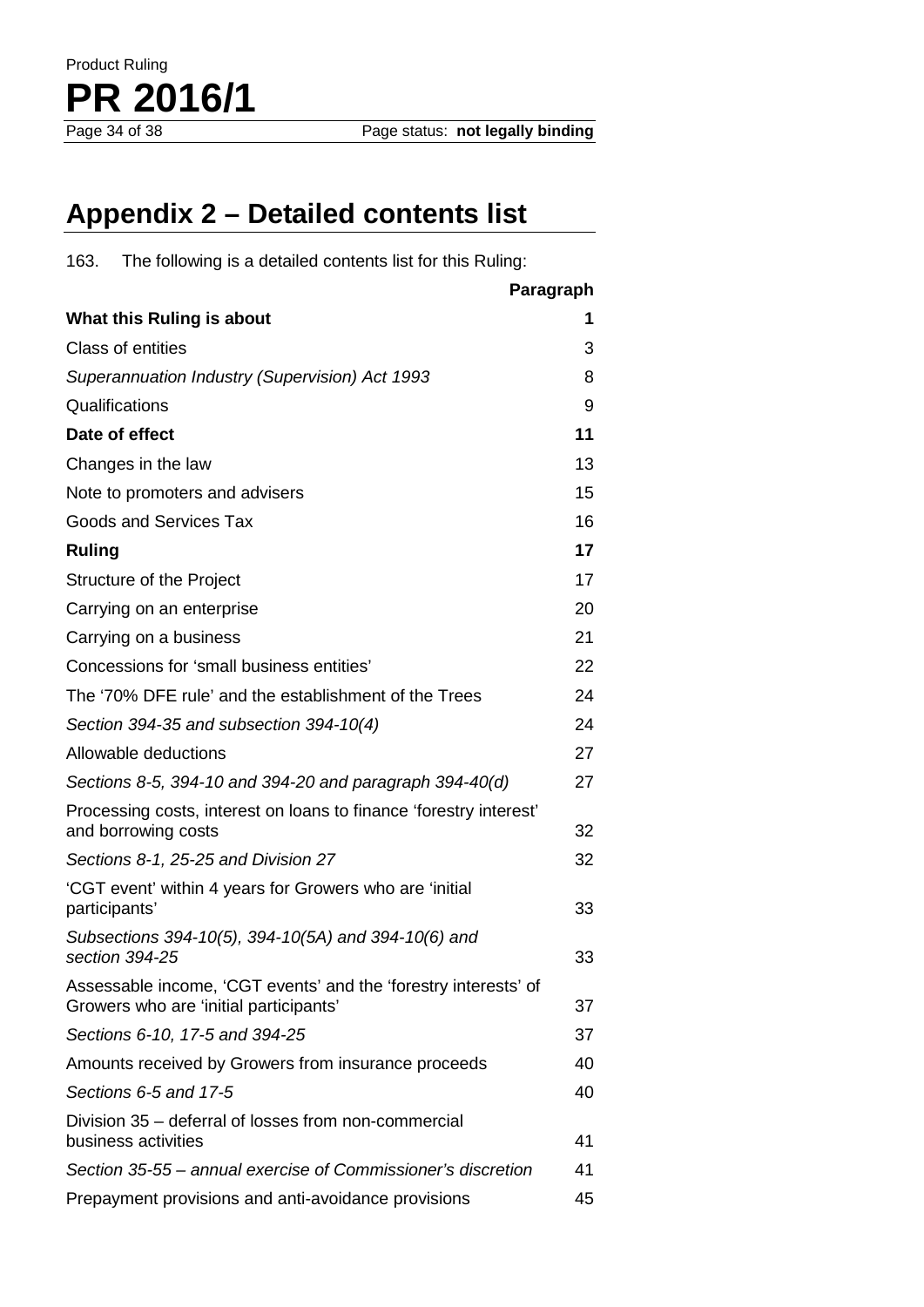# Appendix 2 – Detailed contents list

163. The following is a detailed contents list for this Ruling:

| | Paragraph |
|---|---|
| **What this Ruling is about** | **1** |
| Class of entities | 3 |
| *Superannuation Industry (Supervision) Act 1993* | 8 |
| Qualifications | 9 |
| **Date of effect** | **11** |
| Changes in the law | 13 |
| Note to promoters and advisers | 15 |
| Goods and Services Tax | 16 |
| **Ruling** | **17** |
| Structure of the Project | 17 |
| Carrying on an enterprise | 20 |
| Carrying on a business | 21 |
| Concessions for 'small business entities' | 22 |
| The '70% DFE rule' and the establishment of the Trees | 24 |
| *Section 394-35 and subsection 394-10(4)* | 24 |
| Allowable deductions | 27 |
| *Sections 8-5, 394-10 and 394-20 and paragraph 394-40(d)* | 27 |
| Processing costs, interest on loans to finance 'forestry interest' and borrowing costs | 32 |
| *Sections 8-1, 25-25 and Division 27* | 32 |
| 'CGT event' within 4 years for Growers who are 'initial participants' | 33 |
| *Subsections 394-10(5), 394-10(5A) and 394-10(6) and section 394-25* | 33 |
| Assessable income, 'CGT events' and the 'forestry interests' of Growers who are 'initial participants' | 37 |
| *Sections 6-10, 17-5 and 394-25* | 37 |
| Amounts received by Growers from insurance proceeds | 40 |
| *Sections 6-5 and 17-5* | 40 |
| Division 35 – deferral of losses from non-commercial business activities | 41 |
| *Section 35-55 – annual exercise of Commissioner's discretion* | 41 |
| Prepayment provisions and anti-avoidance provisions | 45 |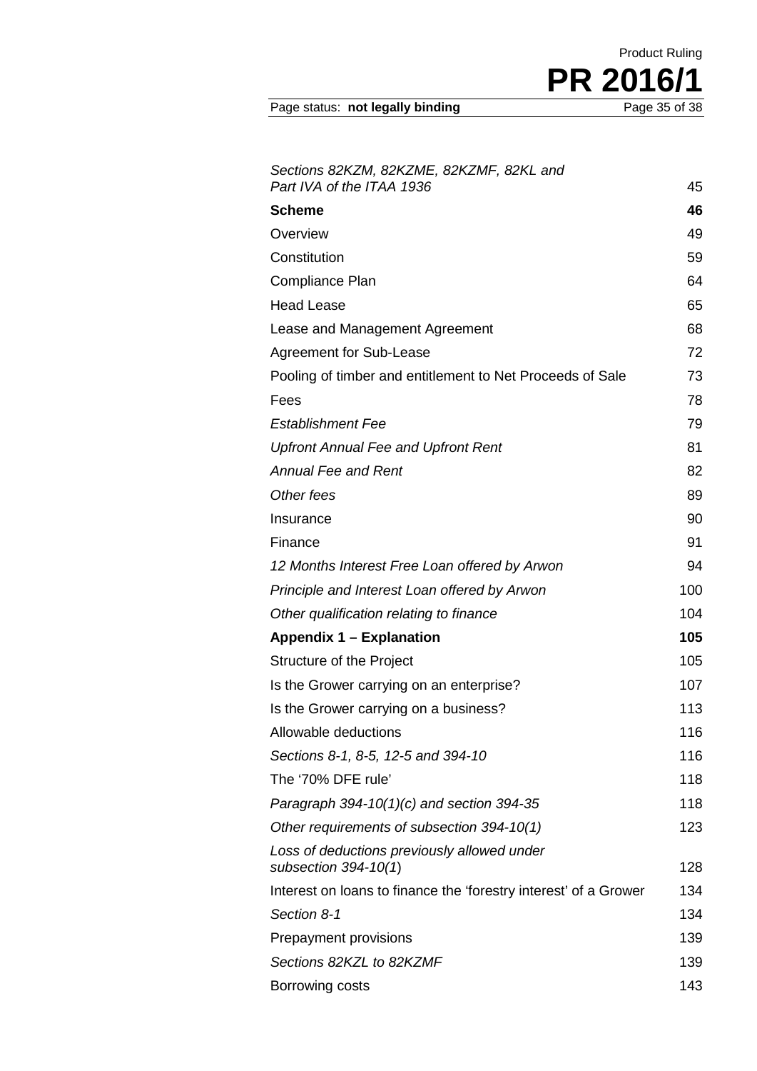| | |
|---|---|
| *Sections 82KZM, 82KZME, 82KZMF, 82KL and Part IVA of the ITAA 1936* | 45 |
| **Scheme** | **46** |
| Overview | 49 |
| Constitution | 59 |
| Compliance Plan | 64 |
| Head Lease | 65 |
| Lease and Management Agreement | 68 |
| Agreement for Sub-Lease | 72 |
| Pooling of timber and entitlement to Net Proceeds of Sale | 73 |
| Fees | 78 |
| *Establishment Fee* | 79 |
| *Upfront Annual Fee and Upfront Rent* | 81 |
| *Annual Fee and Rent* | 82 |
| *Other fees* | 89 |
| Insurance | 90 |
| Finance | 91 |
| *12 Months Interest Free Loan offered by Arwon* | 94 |
| *Principle and Interest Loan offered by Arwon* | 100 |
| *Other qualification relating to finance* | 104 |
| **Appendix 1 – Explanation** | **105** |
| Structure of the Project | 105 |
| Is the Grower carrying on an enterprise? | 107 |
| Is the Grower carrying on a business? | 113 |
| Allowable deductions | 116 |
| *Sections 8-1, 8-5, 12-5 and 394-10* | 116 |
| The '70% DFE rule' | 118 |
| *Paragraph 394-10(1)(c) and section 394-35* | 118 |
| *Other requirements of subsection 394-10(1)* | 123 |
| *Loss of deductions previously allowed under subsection 394-10(1)* | 128 |
| Interest on loans to finance the 'forestry interest' of a Grower | 134 |
| *Section 8-1* | 134 |
| Prepayment provisions | 139 |
| *Sections 82KZL to 82KZMF* | 139 |
| Borrowing costs | 143 |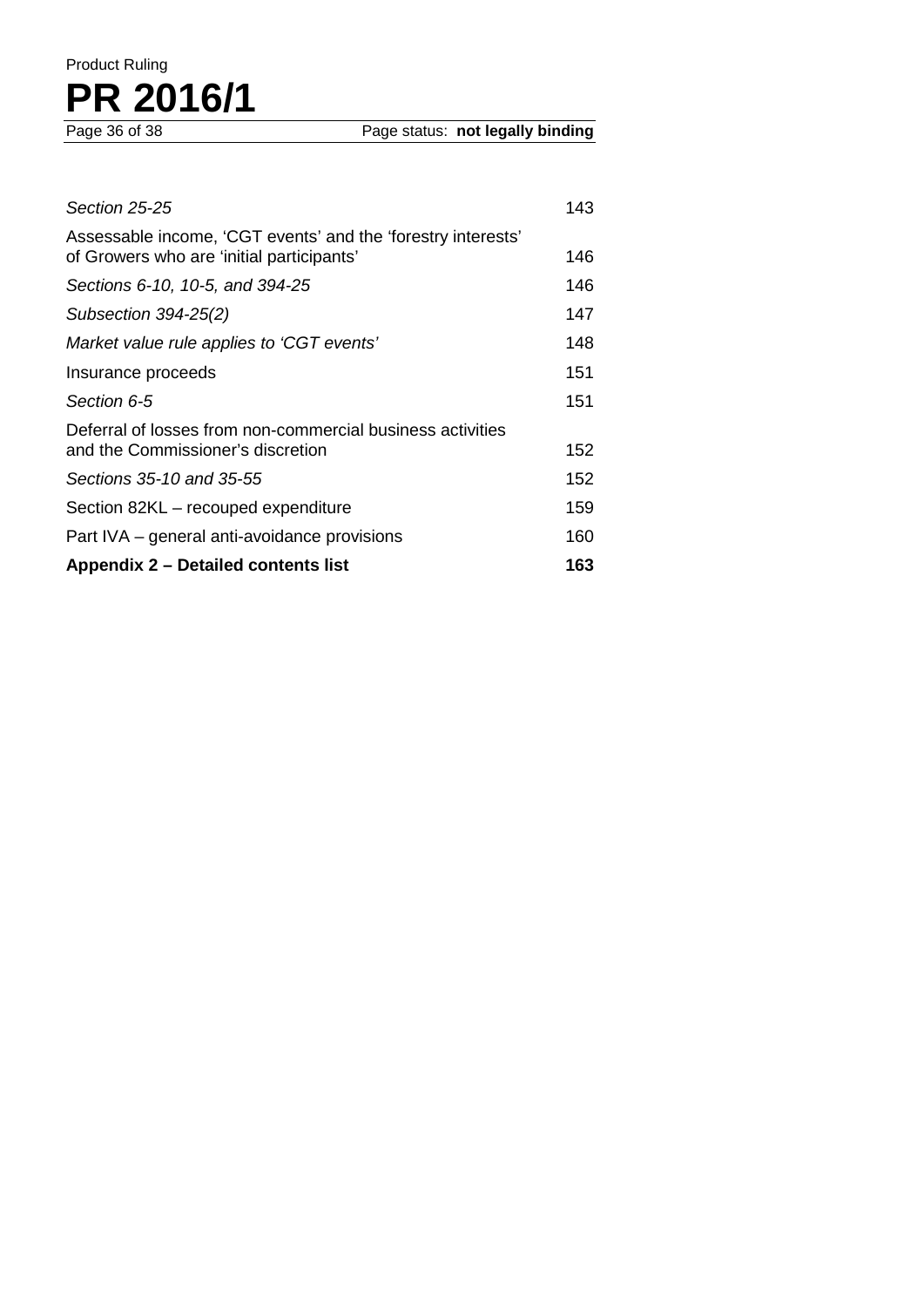| | |
|---|---|
| *Section 25-25* | 143 |
| Assessable income, 'CGT events' and the 'forestry interests' of Growers who are 'initial participants' | 146 |
| *Sections 6-10, 10-5, and 394-25* | 146 |
| *Subsection 394-25(2)* | 147 |
| *Market value rule applies to 'CGT events'* | 148 |
| Insurance proceeds | 151 |
| *Section 6-5* | 151 |
| Deferral of losses from non-commercial business activities and the Commissioner's discretion | 152 |
| *Sections 35-10 and 35-55* | 152 |
| Section 82KL – recouped expenditure | 159 |
| Part IVA – general anti-avoidance provisions | 160 |
| **Appendix 2 – Detailed contents list** | **163** |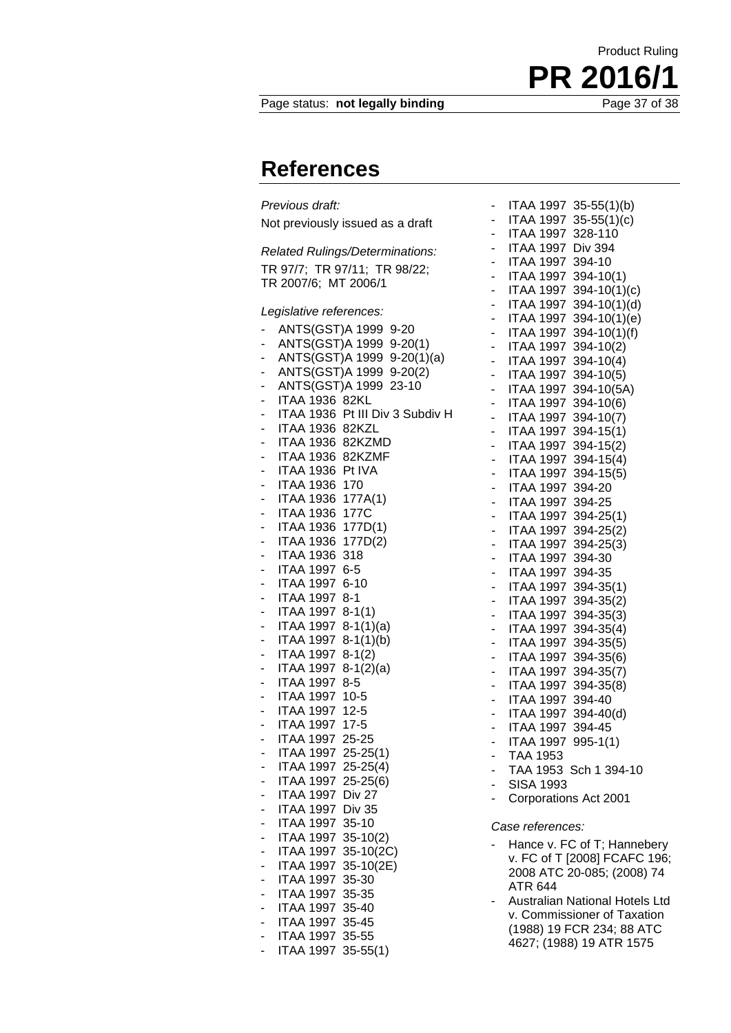# References

*Previous draft:*

Not previously issued as a draft

*Related Rulings/Determinations:*

TR 97/7; TR 97/11; TR 98/22; TR 2007/6; MT 2006/1

*Legislative references:*

- ANTS(GST)A 1999 9-20
- ANTS(GST)A 1999 9-20(1)
- ANTS(GST)A 1999 9-20(1)(a)
- ANTS(GST)A 1999 9-20(2)
- ANTS(GST)A 1999 23-10
- ITAA 1936 82KL
- ITAA 1936 Pt III Div 3 Subdiv H
- ITAA 1936 82KZL
- ITAA 1936 82KZMD
- ITAA 1936 82KZMF
- ITAA 1936 Pt IVA
- ITAA 1936 170
- ITAA 1936 177A(1)
- ITAA 1936 177C
- ITAA 1936 177D(1)
- ITAA 1936 177D(2)
- ITAA 1936 318
- ITAA 1997 6-5
- ITAA 1997 6-10
- ITAA 1997 8-1
- ITAA 1997 8-1(1)
- ITAA 1997 8-1(1)(a)
- ITAA 1997 8-1(1)(b)
- ITAA 1997 8-1(2)
- ITAA 1997 8-1(2)(a)
- ITAA 1997 8-5
- ITAA 1997 10-5
- ITAA 1997 12-5
- ITAA 1997 17-5
- ITAA 1997 25-25
- ITAA 1997 25-25(1)
- ITAA 1997 25-25(4)
- ITAA 1997 25-25(6)
- ITAA 1997 Div 27
- ITAA 1997 Div 35
- ITAA 1997 35-10
- ITAA 1997 35-10(2)
- ITAA 1997 35-10(2C)
- ITAA 1997 35-10(2E)
- ITAA 1997 35-30
- ITAA 1997 35-35
- ITAA 1997 35-40
- ITAA 1997 35-45
- ITAA 1997 35-55
- ITAA 1997 35-55(1)
- ITAA 1997 35-55(1)(b)
- ITAA 1997 35-55(1)(c)
- ITAA 1997 328-110
- ITAA 1997 Div 394
- ITAA 1997 394-10
- ITAA 1997 394-10(1)
- ITAA 1997 394-10(1)(c)
- ITAA 1997 394-10(1)(d)
- ITAA 1997 394-10(1)(e)
- ITAA 1997 394-10(1)(f)
- ITAA 1997 394-10(2)
- ITAA 1997 394-10(4)
- ITAA 1997 394-10(5)
- ITAA 1997 394-10(5A)
- ITAA 1997 394-10(6)
- ITAA 1997 394-10(7)
- ITAA 1997 394-15(1)
- ITAA 1997 394-15(2)
- ITAA 1997 394-15(4)
- ITAA 1997 394-15(5)
- ITAA 1997 394-20
- ITAA 1997 394-25
- ITAA 1997 394-25(1)
- ITAA 1997 394-25(2)
- ITAA 1997 394-25(3)
- ITAA 1997 394-30
- ITAA 1997 394-35
- ITAA 1997 394-35(1)
- ITAA 1997 394-35(2)
- ITAA 1997 394-35(3)
- ITAA 1997 394-35(4)
- ITAA 1997 394-35(5)
- ITAA 1997 394-35(6)
- ITAA 1997 394-35(7)
- ITAA 1997 394-35(8)
- ITAA 1997 394-40
- ITAA 1997 394-40(d)
- ITAA 1997 394-45
- ITAA 1997 995-1(1)
- TAA 1953
- TAA 1953 Sch 1 394-10
- SISA 1993
- Corporations Act 2001

*Case references:*

- Hance v. FC of T; Hannebery v. FC of T [2008] FCAFC 196; 2008 ATC 20-085; (2008) 74 ATR 644
- Australian National Hotels Ltd v. Commissioner of Taxation (1988) 19 FCR 234; 88 ATC 4627; (1988) 19 ATR 1575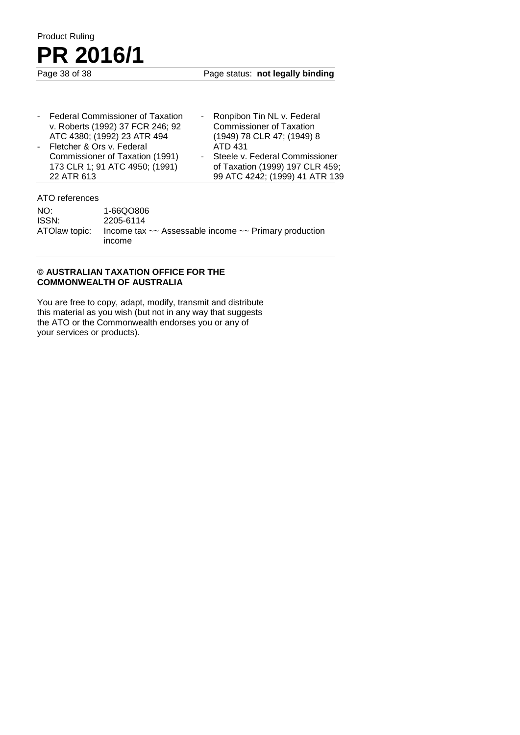- Federal Commissioner of Taxation v. Roberts (1992) 37 FCR 246; 92 ATC 4380; (1992) 23 ATR 494
- Fletcher & Ors v. Federal Commissioner of Taxation (1991) 173 CLR 1; 91 ATC 4950; (1991) 22 ATR 613
- Ronpibon Tin NL v. Federal Commissioner of Taxation (1949) 78 CLR 47; (1949) 8 ATD 431
- Steele v. Federal Commissioner of Taxation (1999) 197 CLR 459; 99 ATC 4242; (1999) 41 ATR 139

ATO references

| | |
|---|---|
| NO: | 1-66QO806 |
| ISSN: | 2205-6114 |
| ATOlaw topic: | Income tax ~~ Assessable income ~~ Primary production income |

**© AUSTRALIAN TAXATION OFFICE FOR THE COMMONWEALTH OF AUSTRALIA**

You are free to copy, adapt, modify, transmit and distribute this material as you wish (but not in any way that suggests the ATO or the Commonwealth endorses you or any of your services or products).